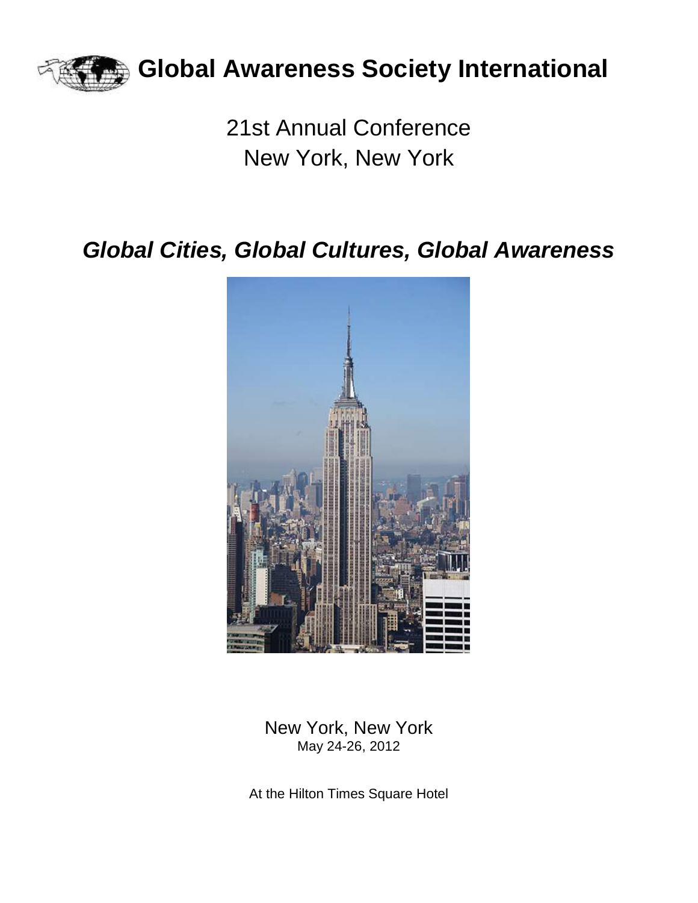# Global Awareness Society International

21st Annual Conference
New York, New York

## *Global Cities, Global Cultures, Global Awareness*

New York, New York
May 24-26, 2012

At the Hilton Times Square Hotel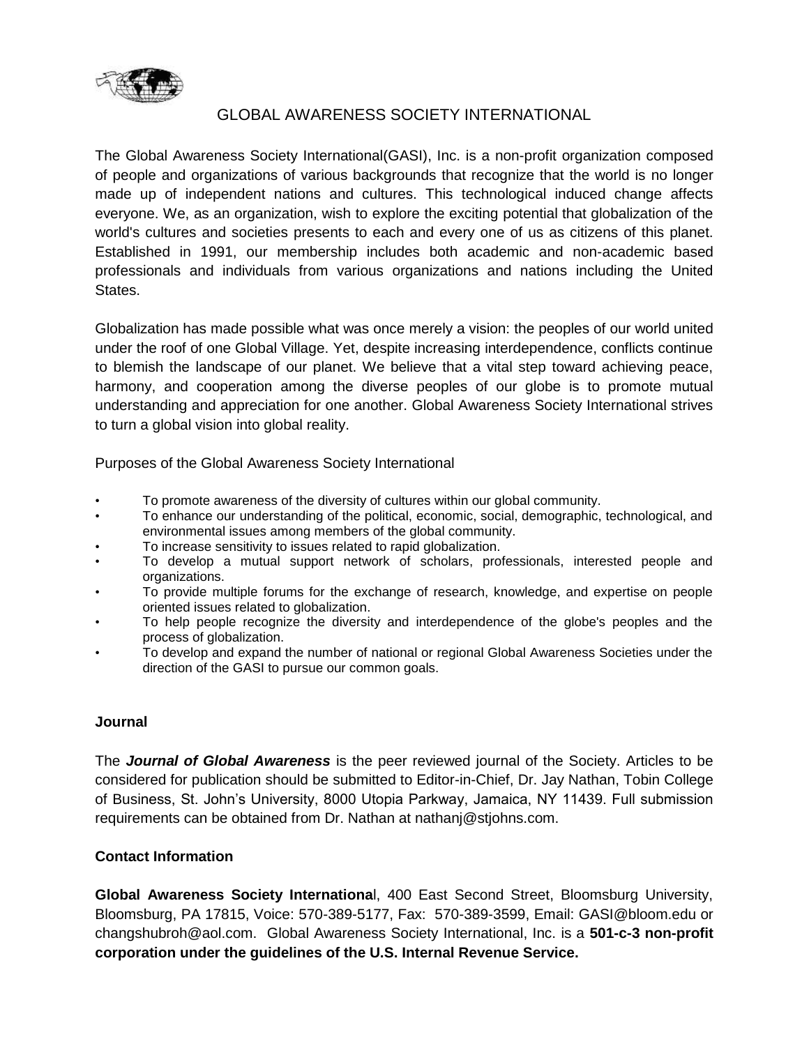# GLOBAL AWARENESS SOCIETY INTERNATIONAL

The Global Awareness Society International(GASI), Inc. is a non-profit organization composed of people and organizations of various backgrounds that recognize that the world is no longer made up of independent nations and cultures. This technological induced change affects everyone. We, as an organization, wish to explore the exciting potential that globalization of the world's cultures and societies presents to each and every one of us as citizens of this planet. Established in 1991, our membership includes both academic and non-academic based professionals and individuals from various organizations and nations including the United States.

Globalization has made possible what was once merely a vision: the peoples of our world united under the roof of one Global Village. Yet, despite increasing interdependence, conflicts continue to blemish the landscape of our planet. We believe that a vital step toward achieving peace, harmony, and cooperation among the diverse peoples of our globe is to promote mutual understanding and appreciation for one another. Global Awareness Society International strives to turn a global vision into global reality.

Purposes of the Global Awareness Society International

- To promote awareness of the diversity of cultures within our global community.
- To enhance our understanding of the political, economic, social, demographic, technological, and environmental issues among members of the global community.
- To increase sensitivity to issues related to rapid globalization.
- To develop a mutual support network of scholars, professionals, interested people and organizations.
- To provide multiple forums for the exchange of research, knowledge, and expertise on people oriented issues related to globalization.
- To help people recognize the diversity and interdependence of the globe's peoples and the process of globalization.
- To develop and expand the number of national or regional Global Awareness Societies under the direction of the GASI to pursue our common goals.

**Journal**

The ***Journal of Global Awareness*** is the peer reviewed journal of the Society. Articles to be considered for publication should be submitted to Editor-in-Chief, Dr. Jay Nathan, Tobin College of Business, St. John's University, 8000 Utopia Parkway, Jamaica, NY 11439. Full submission requirements can be obtained from Dr. Nathan at nathanj@stjohns.com.

**Contact Information**

**Global Awareness Society Internationa**l, 400 East Second Street, Bloomsburg University, Bloomsburg, PA 17815, Voice: 570-389-5177, Fax: 570-389-3599, Email: GASI@bloom.edu or changshubroh@aol.com. Global Awareness Society International, Inc. is a **501-c-3 non-profit corporation under the guidelines of the U.S. Internal Revenue Service.**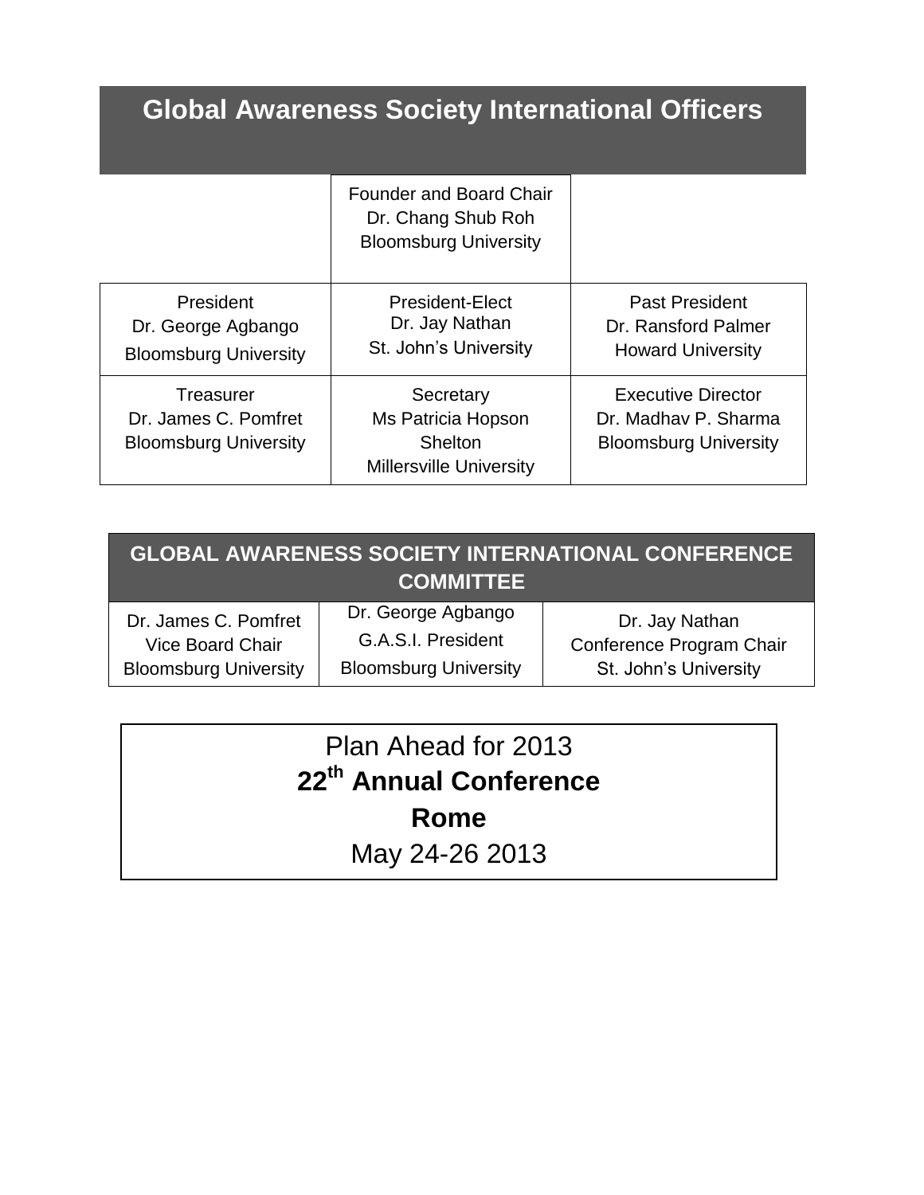# Global Awareness Society International Officers

| | | |
|---|---|---|
| | Founder and Board Chair<br>Dr. Chang Shub Roh<br>Bloomsburg University | |
| President<br>Dr. George Agbango<br>Bloomsburg University | President-Elect<br>Dr. Jay Nathan<br>St. John's University | Past President<br>Dr. Ransford Palmer<br>Howard University |
| Treasurer<br>Dr. James C. Pomfret<br>Bloomsburg University | Secretary<br>Ms Patricia Hopson Shelton<br>Millersville University | Executive Director<br>Dr. Madhav P. Sharma<br>Bloomsburg University |

## GLOBAL AWARENESS SOCIETY INTERNATIONAL CONFERENCE COMMITTEE

| | | |
|---|---|---|
| Dr. James C. Pomfret<br>Vice Board Chair<br>Bloomsburg University | Dr. George Agbango<br>G.A.S.I. President<br>Bloomsburg University | Dr. Jay Nathan<br>Conference Program Chair<br>St. John's University |

Plan Ahead for 2013

**22nd Annual Conference**

**Rome**

May 24-26 2013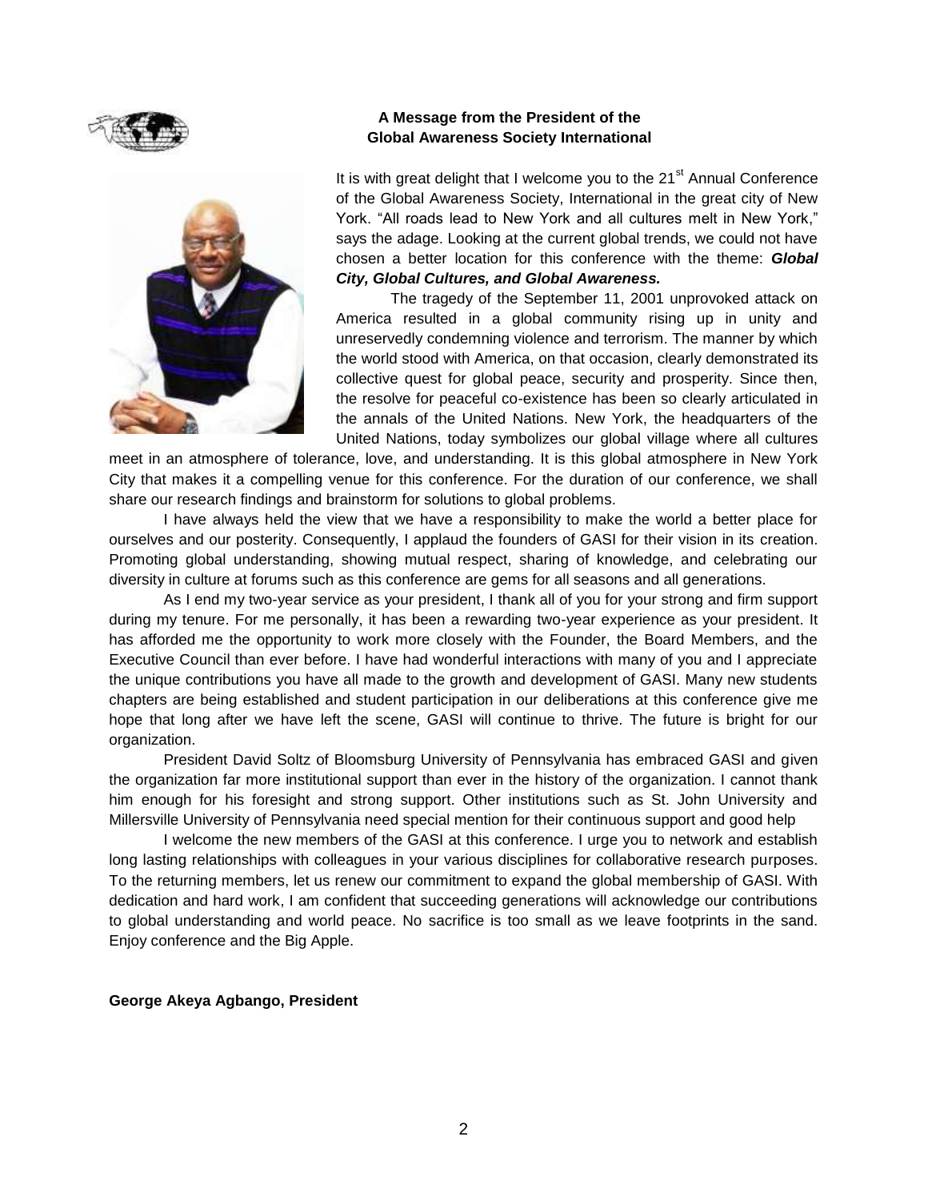## A Message from the President of the Global Awareness Society International

It is with great delight that I welcome you to the 21st Annual Conference of the Global Awareness Society, International in the great city of New York. "All roads lead to New York and all cultures melt in New York," says the adage. Looking at the current global trends, we could not have chosen a better location for this conference with the theme: ***Global City, Global Cultures, and Global Awareness.***

The tragedy of the September 11, 2001 unprovoked attack on America resulted in a global community rising up in unity and unreservedly condemning violence and terrorism. The manner by which the world stood with America, on that occasion, clearly demonstrated its collective quest for global peace, security and prosperity. Since then, the resolve for peaceful co-existence has been so clearly articulated in the annals of the United Nations. New York, the headquarters of the United Nations, today symbolizes our global village where all cultures meet in an atmosphere of tolerance, love, and understanding. It is this global atmosphere in New York City that makes it a compelling venue for this conference. For the duration of our conference, we shall share our research findings and brainstorm for solutions to global problems.

I have always held the view that we have a responsibility to make the world a better place for ourselves and our posterity. Consequently, I applaud the founders of GASI for their vision in its creation. Promoting global understanding, showing mutual respect, sharing of knowledge, and celebrating our diversity in culture at forums such as this conference are gems for all seasons and all generations.

As I end my two-year service as your president, I thank all of you for your strong and firm support during my tenure. For me personally, it has been a rewarding two-year experience as your president. It has afforded me the opportunity to work more closely with the Founder, the Board Members, and the Executive Council than ever before. I have had wonderful interactions with many of you and I appreciate the unique contributions you have all made to the growth and development of GASI. Many new students chapters are being established and student participation in our deliberations at this conference give me hope that long after we have left the scene, GASI will continue to thrive. The future is bright for our organization.

President David Soltz of Bloomsburg University of Pennsylvania has embraced GASI and given the organization far more institutional support than ever in the history of the organization. I cannot thank him enough for his foresight and strong support. Other institutions such as St. John University and Millersville University of Pennsylvania need special mention for their continuous support and good help

I welcome the new members of the GASI at this conference. I urge you to network and establish long lasting relationships with colleagues in your various disciplines for collaborative research purposes. To the returning members, let us renew our commitment to expand the global membership of GASI. With dedication and hard work, I am confident that succeeding generations will acknowledge our contributions to global understanding and world peace. No sacrifice is too small as we leave footprints in the sand. Enjoy conference and the Big Apple.

**George Akeya Agbango, President**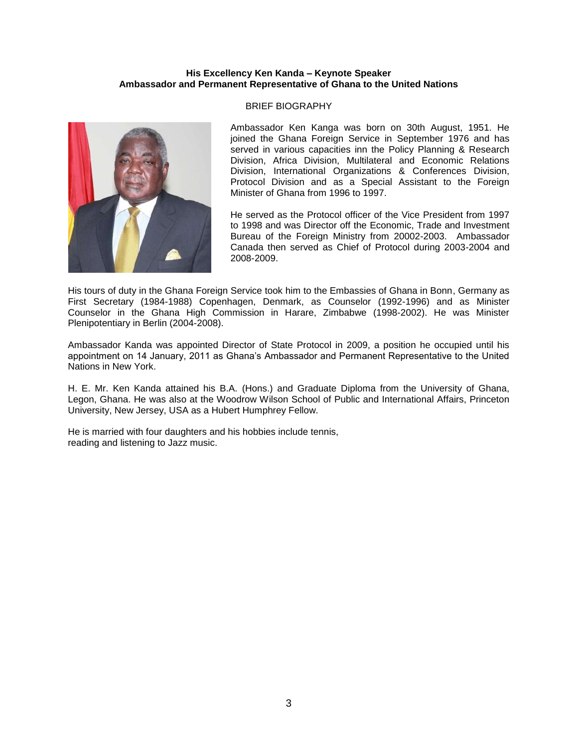**His Excellency Ken Kanda – Keynote Speaker**
**Ambassador and Permanent Representative of Ghana to the United Nations**

BRIEF BIOGRAPHY

Ambassador Ken Kanga was born on 30th August, 1951. He joined the Ghana Foreign Service in September 1976 and has served in various capacities inn the Policy Planning & Research Division, Africa Division, Multilateral and Economic Relations Division, International Organizations & Conferences Division, Protocol Division and as a Special Assistant to the Foreign Minister of Ghana from 1996 to 1997.

He served as the Protocol officer of the Vice President from 1997 to 1998 and was Director off the Economic, Trade and Investment Bureau of the Foreign Ministry from 20002-2003. Ambassador Canada then served as Chief of Protocol during 2003-2004 and 2008-2009.

His tours of duty in the Ghana Foreign Service took him to the Embassies of Ghana in Bonn, Germany as First Secretary (1984-1988) Copenhagen, Denmark, as Counselor (1992-1996) and as Minister Counselor in the Ghana High Commission in Harare, Zimbabwe (1998-2002). He was Minister Plenipotentiary in Berlin (2004-2008).

Ambassador Kanda was appointed Director of State Protocol in 2009, a position he occupied until his appointment on 14 January, 2011 as Ghana's Ambassador and Permanent Representative to the United Nations in New York.

H. E. Mr. Ken Kanda attained his B.A. (Hons.) and Graduate Diploma from the University of Ghana, Legon, Ghana. He was also at the Woodrow Wilson School of Public and International Affairs, Princeton University, New Jersey, USA as a Hubert Humphrey Fellow.

He is married with four daughters and his hobbies include tennis, reading and listening to Jazz music.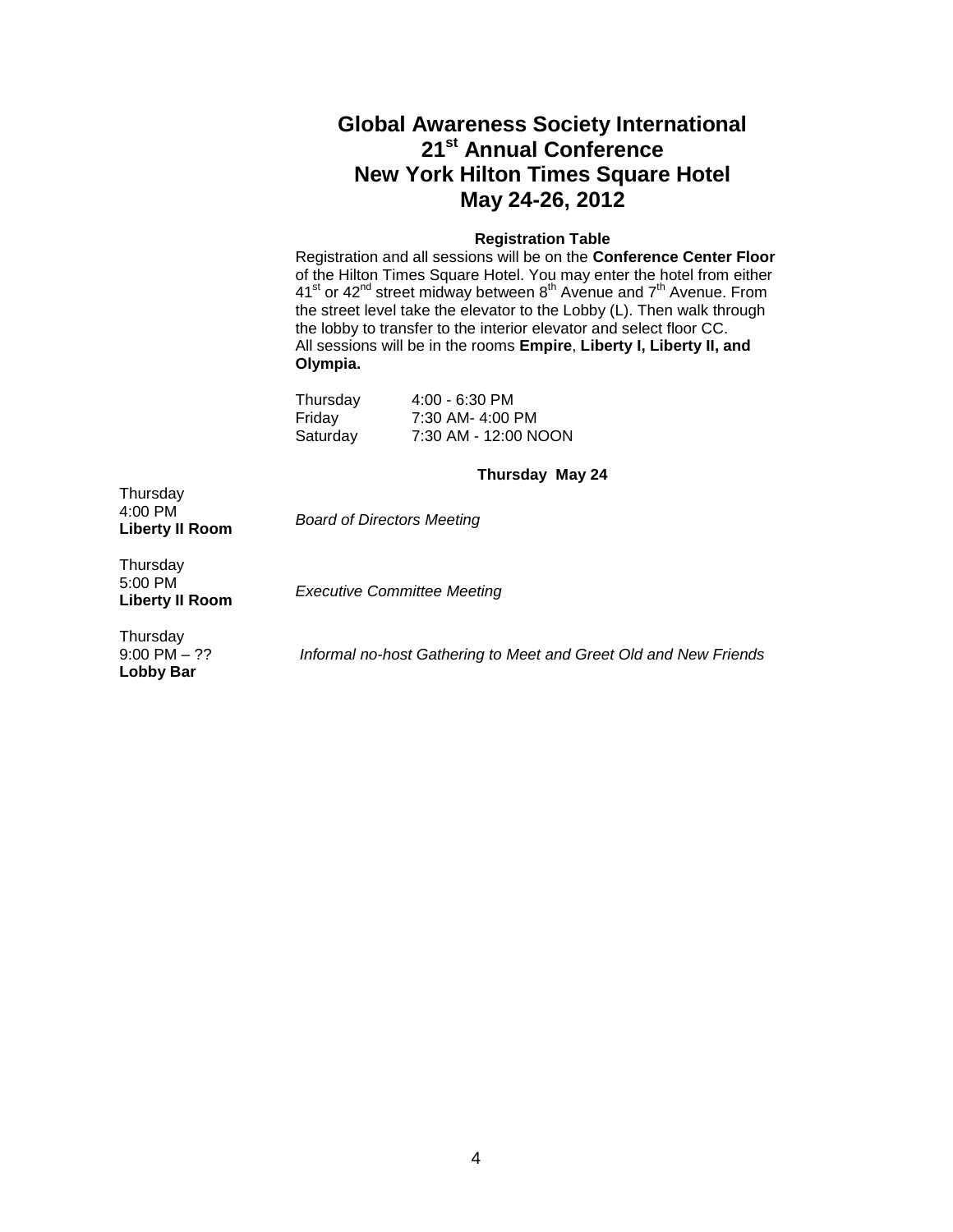# Global Awareness Society International
# 21st Annual Conference
# New York Hilton Times Square Hotel
# May 24-26, 2012

### Registration Table

Registration and all sessions will be on the **Conference Center Floor** of the Hilton Times Square Hotel. You may enter the hotel from either 41st or 42nd street midway between 8th Avenue and 7th Avenue. From the street level take the elevator to the Lobby (L). Then walk through the lobby to transfer to the interior elevator and select floor CC.
All sessions will be in the rooms **Empire**, **Liberty I, Liberty II, and Olympia.**

| | |
|---|---|
| Thursday | 4:00 - 6:30 PM |
| Friday | 7:30 AM- 4:00 PM |
| Saturday | 7:30 AM - 12:00 NOON |

### Thursday May 24

| | |
|---|---|
| Thursday<br>4:00 PM<br>**Liberty II Room** | *Board of Directors Meeting* |
| Thursday<br>5:00 PM<br>**Liberty II Room** | *Executive Committee Meeting* |
| Thursday<br>9:00 PM – ??<br>**Lobby Bar** | *Informal no-host Gathering to Meet and Greet Old and New Friends* |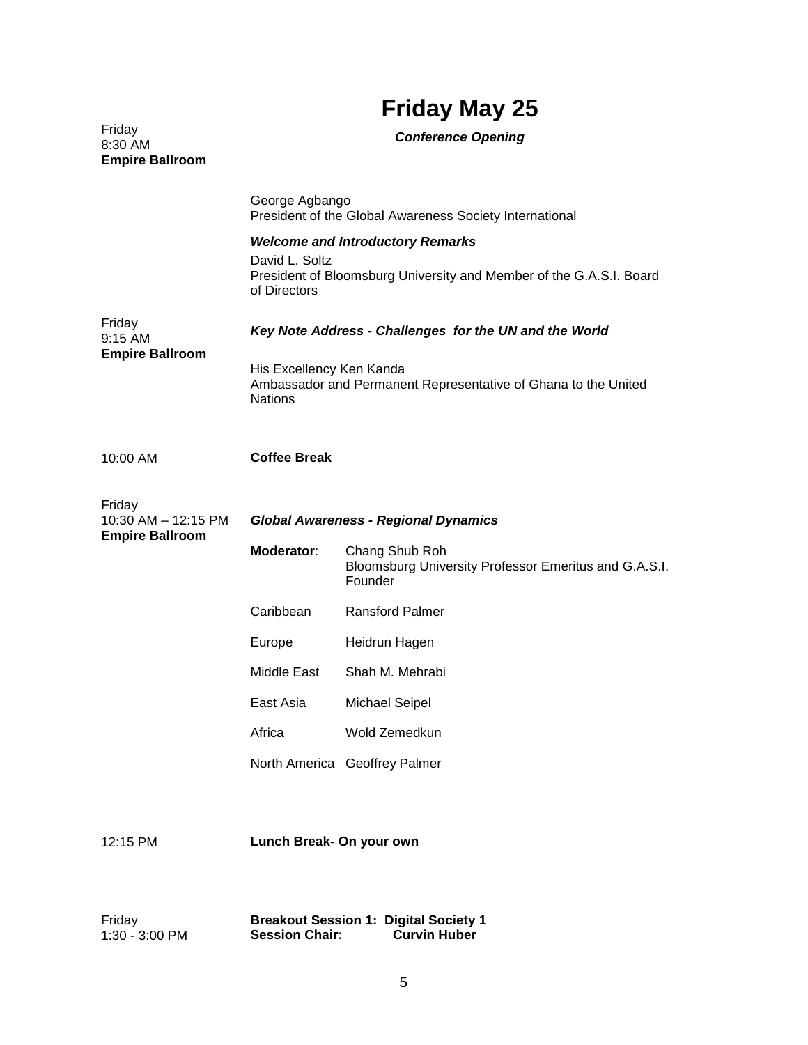# Friday May 25

Friday
8:30 AM
**Empire Ballroom**

***Conference Opening***

George Agbango
President of the Global Awareness Society International

***Welcome and Introductory Remarks***

David L. Soltz
President of Bloomsburg University and Member of the G.A.S.I. Board of Directors

Friday
9:15 AM
**Empire Ballroom**

***Key Note Address - Challenges for the UN and the World***

His Excellency Ken Kanda
Ambassador and Permanent Representative of Ghana to the United Nations

10:00 AM **Coffee Break**

Friday
10:30 AM – 12:15 PM
**Empire Ballroom**

***Global Awareness - Regional Dynamics***

**Moderator**: Chang Shub Roh
Bloomsburg University Professor Emeritus and G.A.S.I. Founder

| | |
|---|---|
| Caribbean | Ransford Palmer |
| Europe | Heidrun Hagen |
| Middle East | Shah M. Mehrabi |
| East Asia | Michael Seipel |
| Africa | Wold Zemedkun |
| North America | Geoffrey Palmer |

12:15 PM **Lunch Break- On your own**

Friday
1:30 - 3:00 PM

**Breakout Session 1: Digital Society 1**
**Session Chair: Curvin Huber**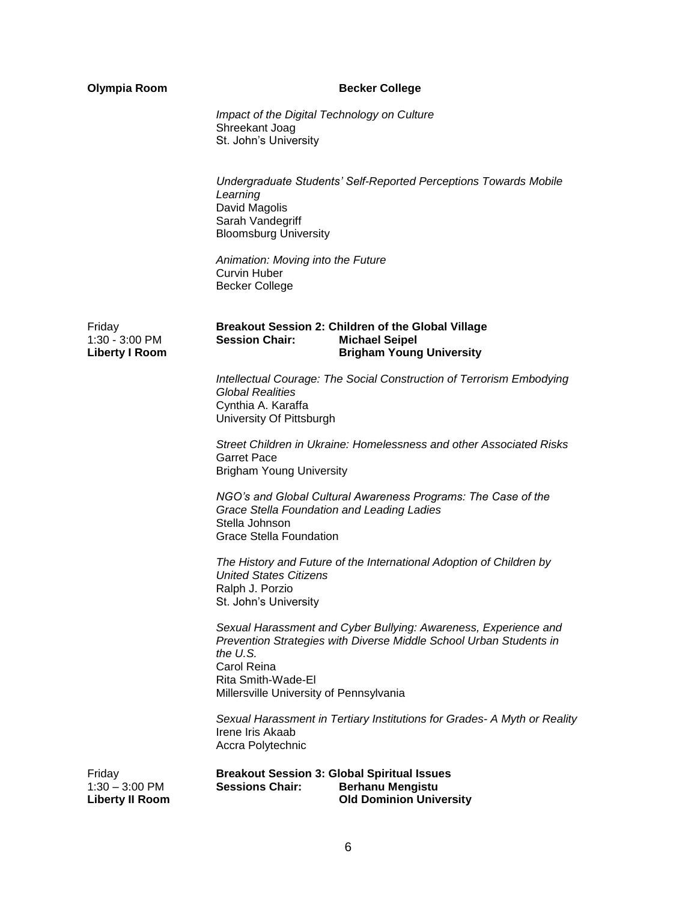**Olympia Room** **Becker College**

*Impact of the Digital Technology on Culture*
Shreekant Joag
St. John's University

*Undergraduate Students' Self-Reported Perceptions Towards Mobile Learning*
David Magolis
Sarah Vandegriff
Bloomsburg University

*Animation: Moving into the Future*
Curvin Huber
Becker College

Friday
1:30 - 3:00 PM
**Liberty I Room**

**Breakout Session 2: Children of the Global Village**
**Session Chair: Michael Seipel**
**Brigham Young University**

*Intellectual Courage: The Social Construction of Terrorism Embodying Global Realities*
Cynthia A. Karaffa
University Of Pittsburgh

*Street Children in Ukraine: Homelessness and other Associated Risks*
Garret Pace
Brigham Young University

*NGO's and Global Cultural Awareness Programs: The Case of the Grace Stella Foundation and Leading Ladies*
Stella Johnson
Grace Stella Foundation

*The History and Future of the International Adoption of Children by United States Citizens*
Ralph J. Porzio
St. John's University

*Sexual Harassment and Cyber Bullying: Awareness, Experience and Prevention Strategies with Diverse Middle School Urban Students in the U.S.*
Carol Reina
Rita Smith-Wade-El
Millersville University of Pennsylvania

*Sexual Harassment in Tertiary Institutions for Grades- A Myth or Reality*
Irene Iris Akaab
Accra Polytechnic

Friday
1:30 – 3:00 PM
**Liberty II Room**

**Breakout Session 3: Global Spiritual Issues**
**Sessions Chair: Berhanu Mengistu**
**Old Dominion University**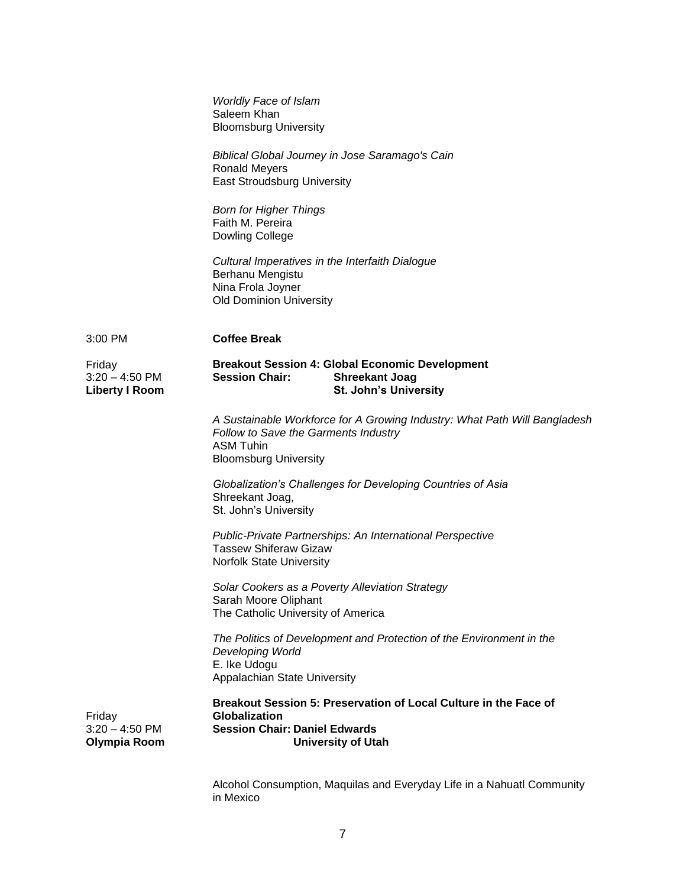*Worldly Face of Islam*
Saleem Khan
Bloomsburg University

*Biblical Global Journey in Jose Saramago's Cain*
Ronald Meyers
East Stroudsburg University

*Born for Higher Things*
Faith M. Pereira
Dowling College

*Cultural Imperatives in the Interfaith Dialogue*
Berhanu Mengistu
Nina Frola Joyner
Old Dominion University

3:00 PM **Coffee Break**

Friday
3:20 – 4:50 PM
**Liberty I Room**

**Breakout Session 4: Global Economic Development**
**Session Chair: Shreekant Joag**
**St. John's University**

*A Sustainable Workforce for A Growing Industry: What Path Will Bangladesh Follow to Save the Garments Industry*
ASM Tuhin
Bloomsburg University

*Globalization's Challenges for Developing Countries of Asia*
Shreekant Joag,
St. John's University

*Public-Private Partnerships: An International Perspective*
Tassew Shiferaw Gizaw
Norfolk State University

*Solar Cookers as a Poverty Alleviation Strategy*
Sarah Moore Oliphant
The Catholic University of America

*The Politics of Development and Protection of the Environment in the Developing World*
E. Ike Udogu
Appalachian State University

Friday
3:20 – 4:50 PM
**Olympia Room**

**Breakout Session 5: Preservation of Local Culture in the Face of Globalization**
**Session Chair: Daniel Edwards**
**University of Utah**

Alcohol Consumption, Maquilas and Everyday Life in a Nahuatl Community in Mexico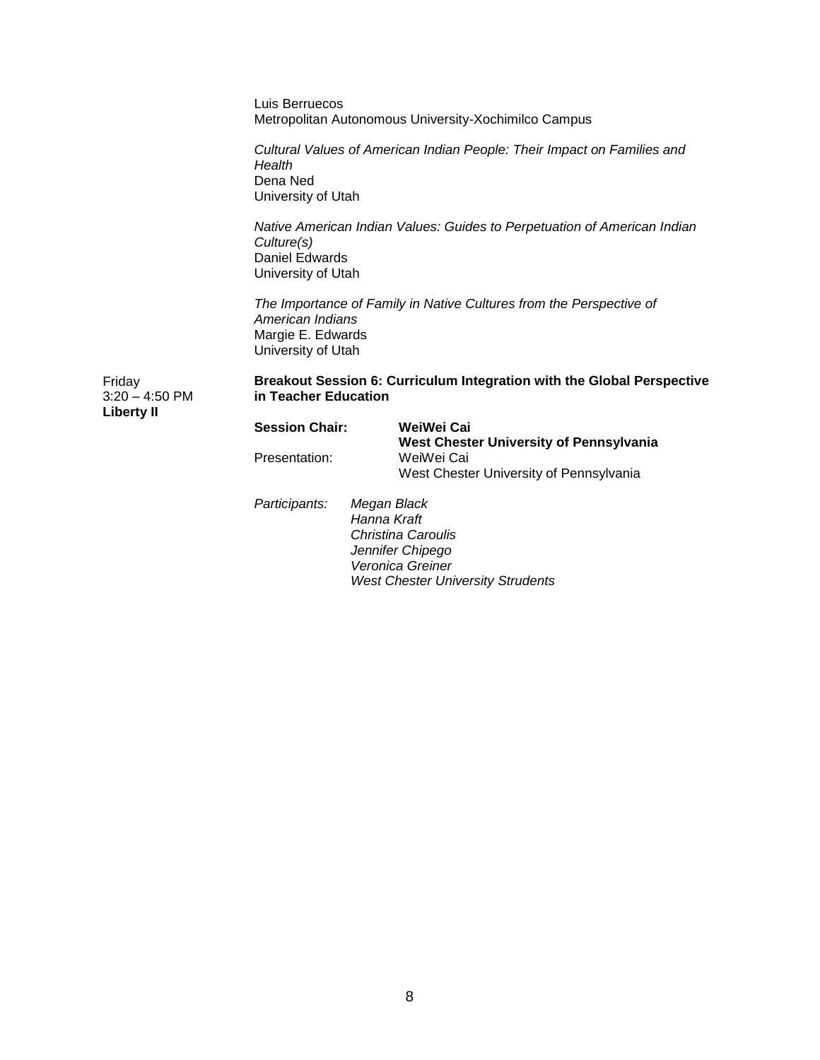Luis Berruecos
Metropolitan Autonomous University-Xochimilco Campus

*Cultural Values of American Indian People: Their Impact on Families and Health*
Dena Ned
University of Utah

*Native American Indian Values: Guides to Perpetuation of American Indian Culture(s)*
Daniel Edwards
University of Utah

*The Importance of Family in Native Cultures from the Perspective of American Indians*
Margie E. Edwards
University of Utah

Friday
3:20 – 4:50 PM
**Liberty II**

**Breakout Session 6: Curriculum Integration with the Global Perspective in Teacher Education**

**Session Chair:** **WeiWei Cai**
**West Chester University of Pennsylvania**

Presentation: WeiWei Cai
West Chester University of Pennsylvania

*Participants:* *Megan Black*
*Hanna Kraft*
*Christina Caroulis*
*Jennifer Chipego*
*Veronica Greiner*
*West Chester University Strudents*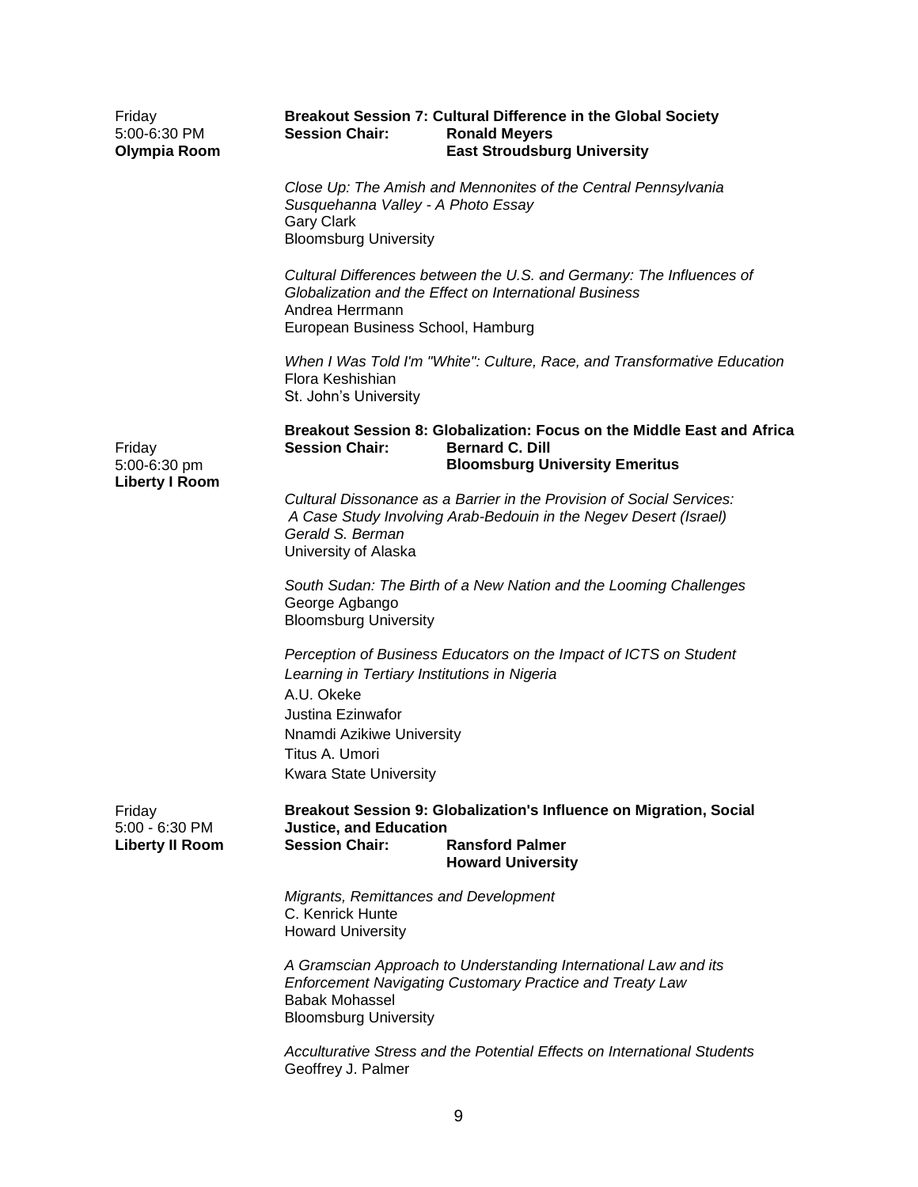Friday
5:00-6:30 PM
**Olympia Room**

**Breakout Session 7: Cultural Difference in the Global Society**
**Session Chair: Ronald Meyers**
**East Stroudsburg University**

*Close Up: The Amish and Mennonites of the Central Pennsylvania Susquehanna Valley - A Photo Essay*
Gary Clark
Bloomsburg University

*Cultural Differences between the U.S. and Germany: The Influences of Globalization and the Effect on International Business*
Andrea Herrmann
European Business School, Hamburg

*When I Was Told I'm "White": Culture, Race, and Transformative Education*
Flora Keshishian
St. John's University

Friday
5:00-6:30 pm
**Liberty I Room**

**Breakout Session 8: Globalization: Focus on the Middle East and Africa**
**Session Chair: Bernard C. Dill**
**Bloomsburg University Emeritus**

*Cultural Dissonance as a Barrier in the Provision of Social Services: A Case Study Involving Arab-Bedouin in the Negev Desert (Israel)*
*Gerald S. Berman*
University of Alaska

*South Sudan: The Birth of a New Nation and the Looming Challenges*
George Agbango
Bloomsburg University

*Perception of Business Educators on the Impact of ICTS on Student Learning in Tertiary Institutions in Nigeria*
A.U. Okeke
Justina Ezinwafor
Nnamdi Azikiwe University
Titus A. Umori
Kwara State University

Friday
5:00 - 6:30 PM
**Liberty II Room**

**Breakout Session 9: Globalization's Influence on Migration, Social Justice, and Education**
**Session Chair: Ransford Palmer**
**Howard University**

*Migrants, Remittances and Development*
C. Kenrick Hunte
Howard University

*A Gramscian Approach to Understanding International Law and its Enforcement Navigating Customary Practice and Treaty Law*
Babak Mohassel
Bloomsburg University

*Acculturative Stress and the Potential Effects on International Students*
Geoffrey J. Palmer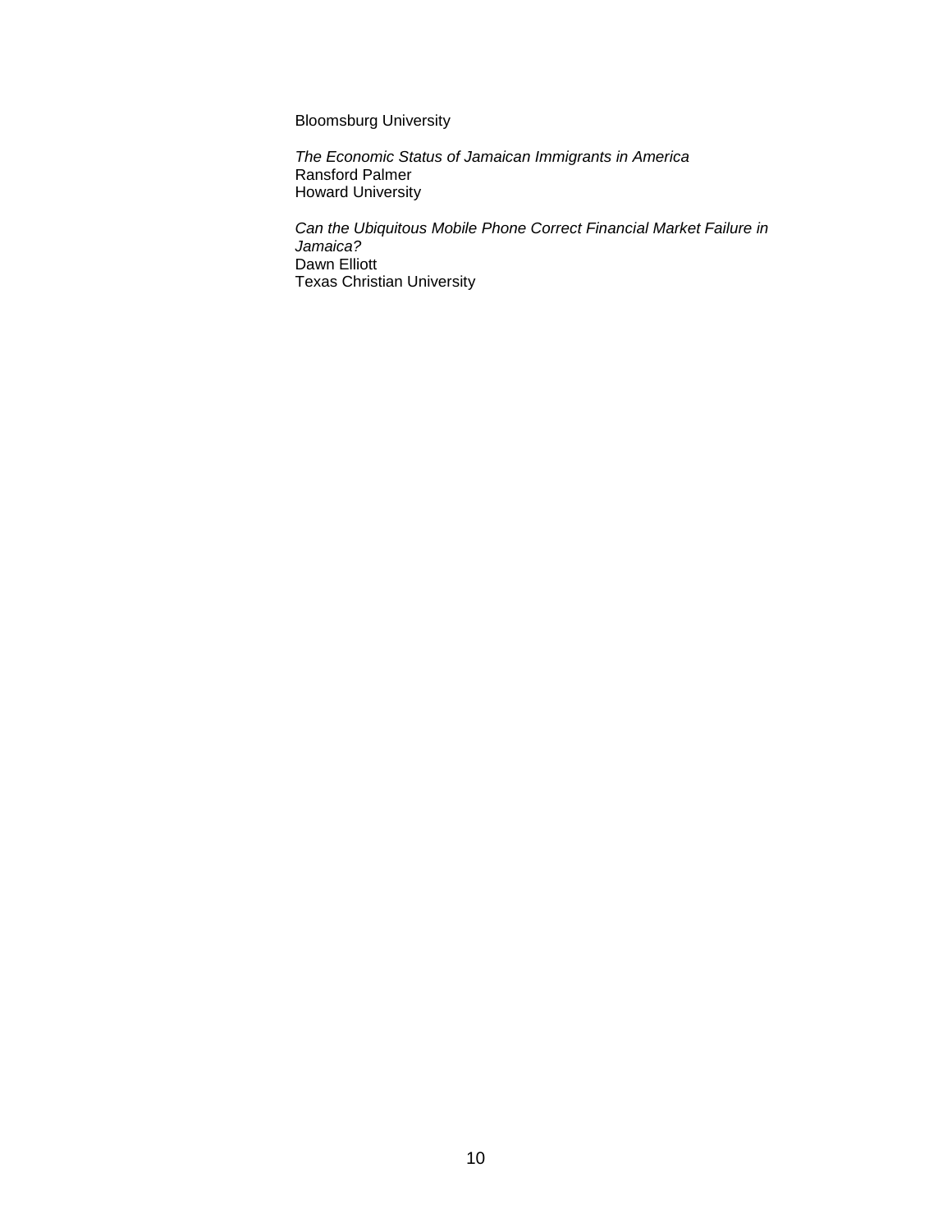Bloomsburg University

*The Economic Status of Jamaican Immigrants in America*
Ransford Palmer
Howard University

*Can the Ubiquitous Mobile Phone Correct Financial Market Failure in Jamaica?*
Dawn Elliott
Texas Christian University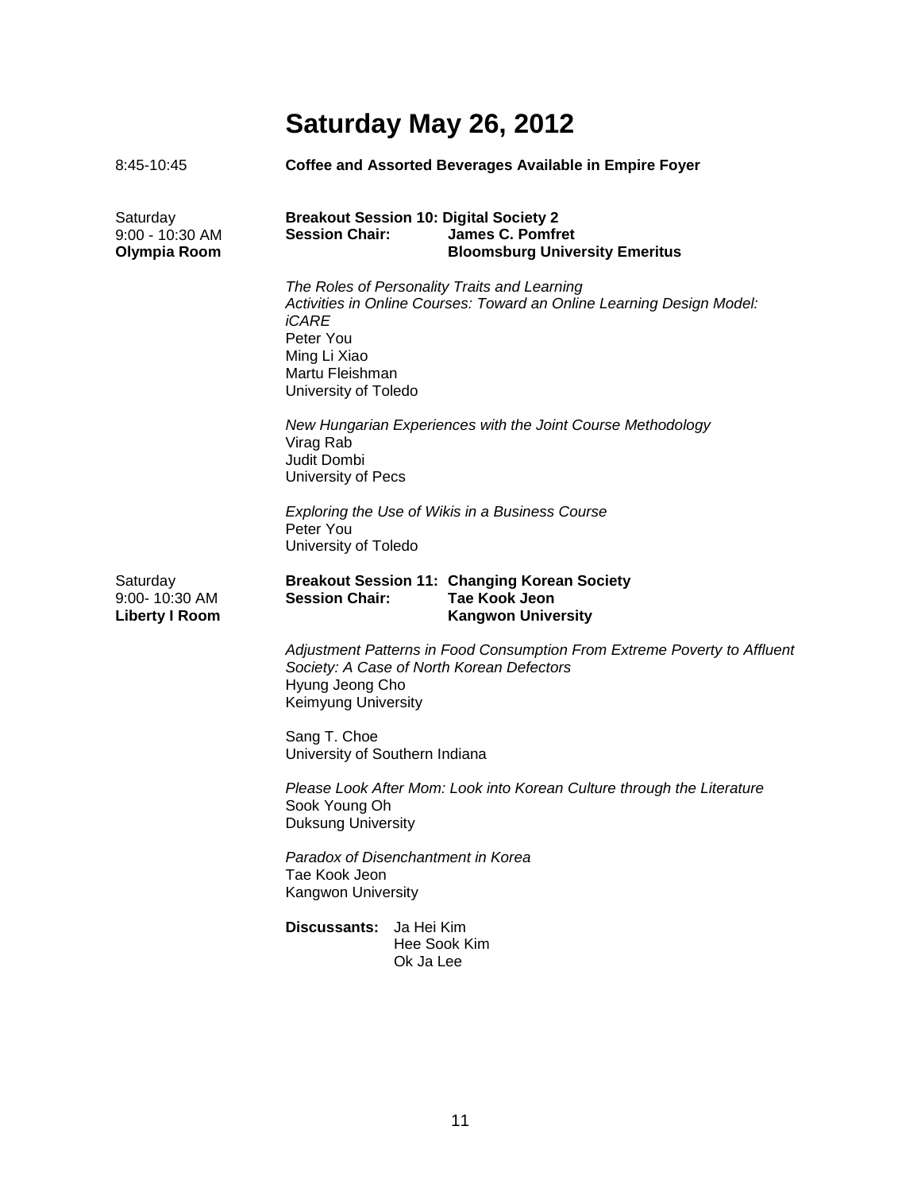# Saturday May 26, 2012

8:45-10:45 **Coffee and Assorted Beverages Available in Empire Foyer**

Saturday
9:00 - 10:30 AM
**Olympia Room**

**Breakout Session 10: Digital Society 2**
**Session Chair:** **James C. Pomfret**
**Bloomsburg University Emeritus**

*The Roles of Personality Traits and Learning Activities in Online Courses: Toward an Online Learning Design Model: iCARE*
Peter You
Ming Li Xiao
Martu Fleishman
University of Toledo

*New Hungarian Experiences with the Joint Course Methodology*
Virag Rab
Judit Dombi
University of Pecs

*Exploring the Use of Wikis in a Business Course*
Peter You
University of Toledo

Saturday
9:00- 10:30 AM
**Liberty I Room**

**Breakout Session 11: Changing Korean Society**
**Session Chair:** **Tae Kook Jeon**
**Kangwon University**

*Adjustment Patterns in Food Consumption From Extreme Poverty to Affluent Society: A Case of North Korean Defectors*
Hyung Jeong Cho
Keimyung University

Sang T. Choe
University of Southern Indiana

*Please Look After Mom: Look into Korean Culture through the Literature*
Sook Young Oh
Duksung University

*Paradox of Disenchantment in Korea*
Tae Kook Jeon
Kangwon University

**Discussants:** Ja Hei Kim
Hee Sook Kim
Ok Ja Lee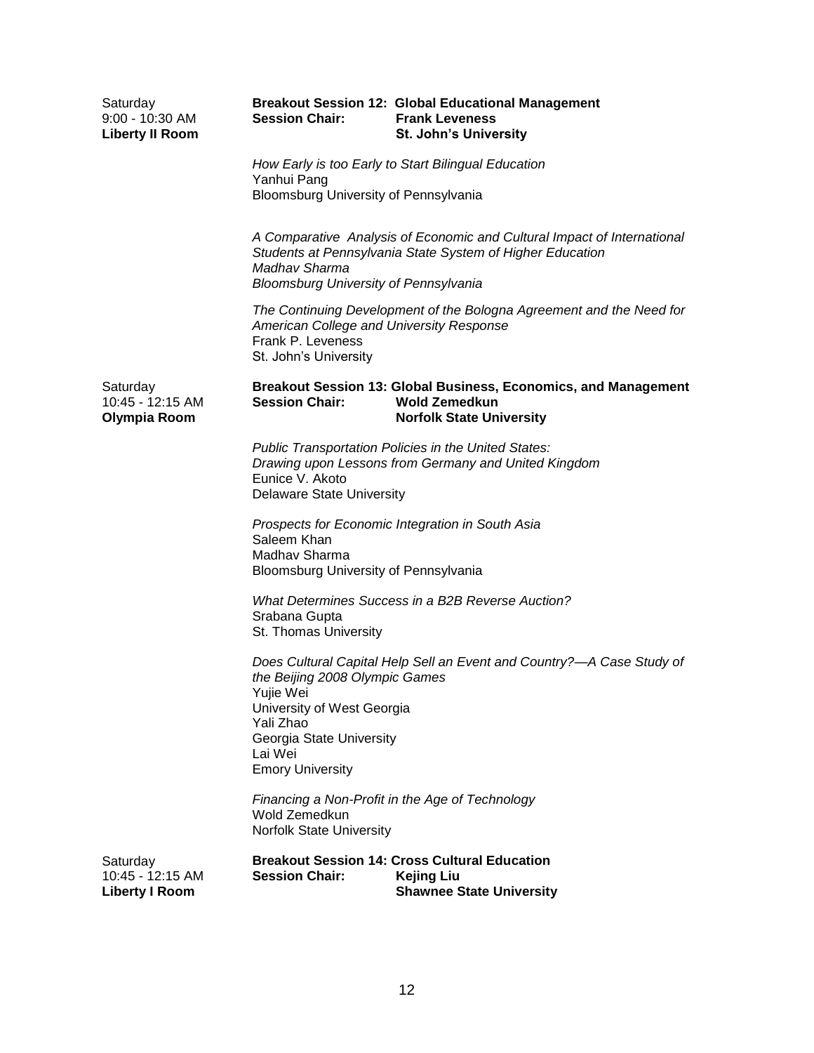Saturday
9:00 - 10:30 AM
**Liberty II Room**

**Breakout Session 12: Global Educational Management**
**Session Chair: Frank Leveness**
**St. John's University**

*How Early is too Early to Start Bilingual Education*
Yanhui Pang
Bloomsburg University of Pennsylvania

*A Comparative Analysis of Economic and Cultural Impact of International Students at Pennsylvania State System of Higher Education*
*Madhav Sharma*
*Bloomsburg University of Pennsylvania*

*The Continuing Development of the Bologna Agreement and the Need for American College and University Response*
Frank P. Leveness
St. John's University

Saturday
10:45 - 12:15 AM
**Olympia Room**

**Breakout Session 13: Global Business, Economics, and Management**
**Session Chair: Wold Zemedkun**
**Norfolk State University**

*Public Transportation Policies in the United States: Drawing upon Lessons from Germany and United Kingdom*
Eunice V. Akoto
Delaware State University

*Prospects for Economic Integration in South Asia*
Saleem Khan
Madhav Sharma
Bloomsburg University of Pennsylvania

*What Determines Success in a B2B Reverse Auction?*
Srabana Gupta
St. Thomas University

*Does Cultural Capital Help Sell an Event and Country?—A Case Study of the Beijing 2008 Olympic Games*
Yujie Wei
University of West Georgia
Yali Zhao
Georgia State University
Lai Wei
Emory University

*Financing a Non-Profit in the Age of Technology*
Wold Zemedkun
Norfolk State University

Saturday
10:45 - 12:15 AM
**Liberty I Room**

**Breakout Session 14: Cross Cultural Education**
**Session Chair: Kejing Liu**
**Shawnee State University**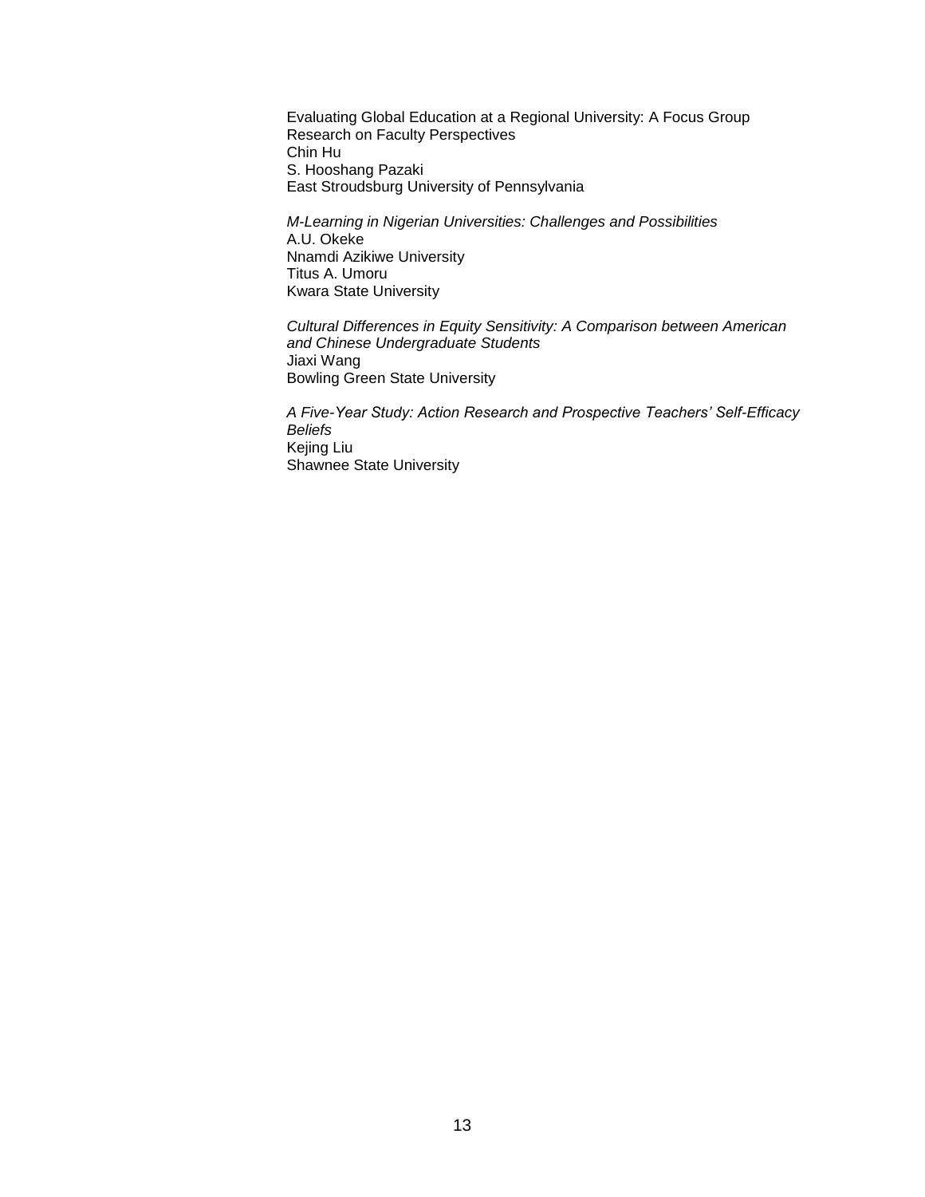Evaluating Global Education at a Regional University: A Focus Group Research on Faculty Perspectives
Chin Hu
S. Hooshang Pazaki
East Stroudsburg University of Pennsylvania

*M-Learning in Nigerian Universities: Challenges and Possibilities*
A.U. Okeke
Nnamdi Azikiwe University
Titus A. Umoru
Kwara State University

*Cultural Differences in Equity Sensitivity: A Comparison between American and Chinese Undergraduate Students*
Jiaxi Wang
Bowling Green State University

*A Five-Year Study: Action Research and Prospective Teachers' Self-Efficacy Beliefs*
Kejing Liu
Shawnee State University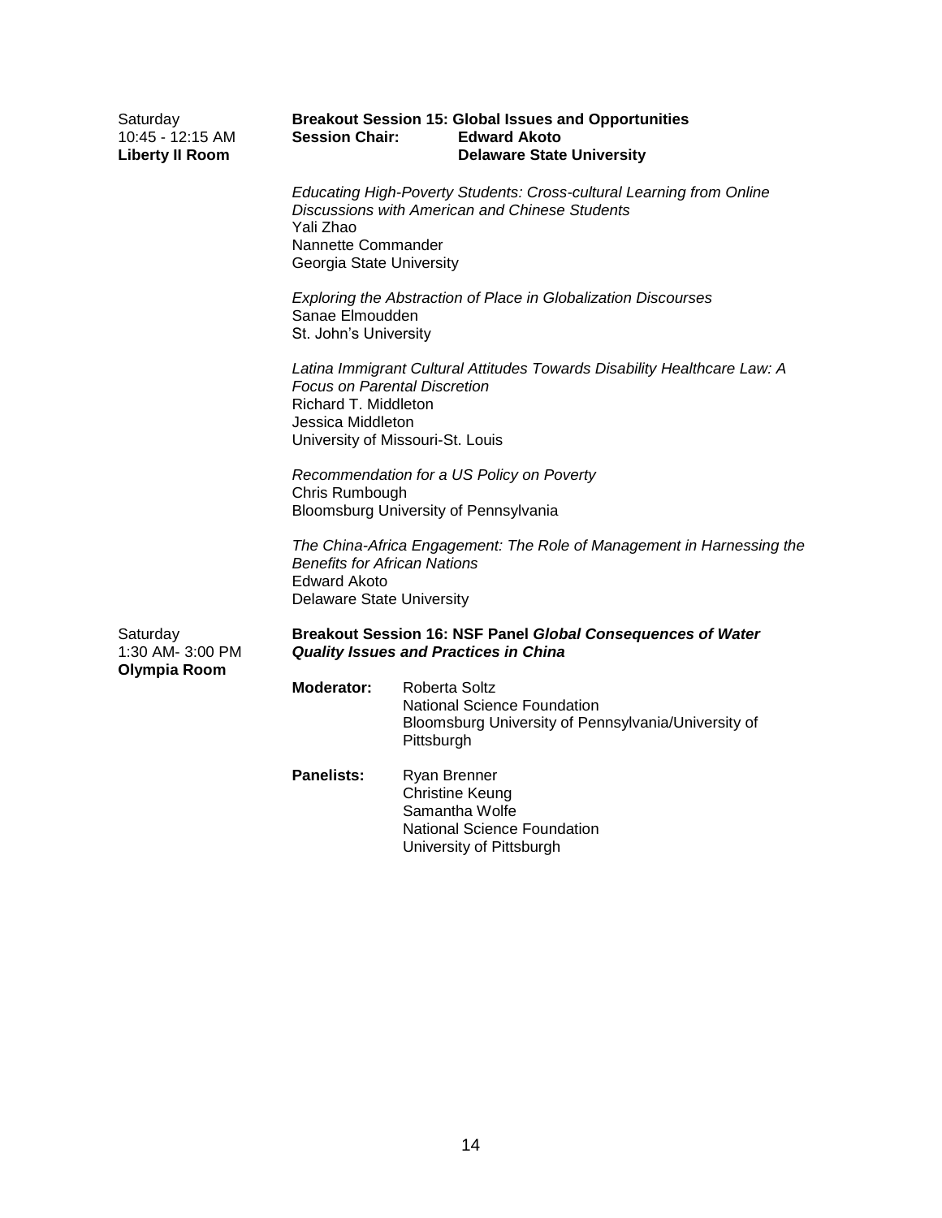Saturday
10:45 - 12:15 AM
**Liberty II Room**

**Breakout Session 15: Global Issues and Opportunities**
**Session Chair: Edward Akoto**
**Delaware State University**

*Educating High-Poverty Students: Cross-cultural Learning from Online Discussions with American and Chinese Students*
Yali Zhao
Nannette Commander
Georgia State University

*Exploring the Abstraction of Place in Globalization Discourses*
Sanae Elmoudden
St. John's University

*Latina Immigrant Cultural Attitudes Towards Disability Healthcare Law: A Focus on Parental Discretion*
Richard T. Middleton
Jessica Middleton
University of Missouri-St. Louis

*Recommendation for a US Policy on Poverty*
Chris Rumbough
Bloomsburg University of Pennsylvania

*The China-Africa Engagement: The Role of Management in Harnessing the Benefits for African Nations*
Edward Akoto
Delaware State University

Saturday
1:30 AM- 3:00 PM
**Olympia Room**

**Breakout Session 16: NSF Panel *Global Consequences of Water Quality Issues and Practices in China***

**Moderator:** Roberta Soltz
National Science Foundation
Bloomsburg University of Pennsylvania/University of Pittsburgh

**Panelists:** Ryan Brenner
Christine Keung
Samantha Wolfe
National Science Foundation
University of Pittsburgh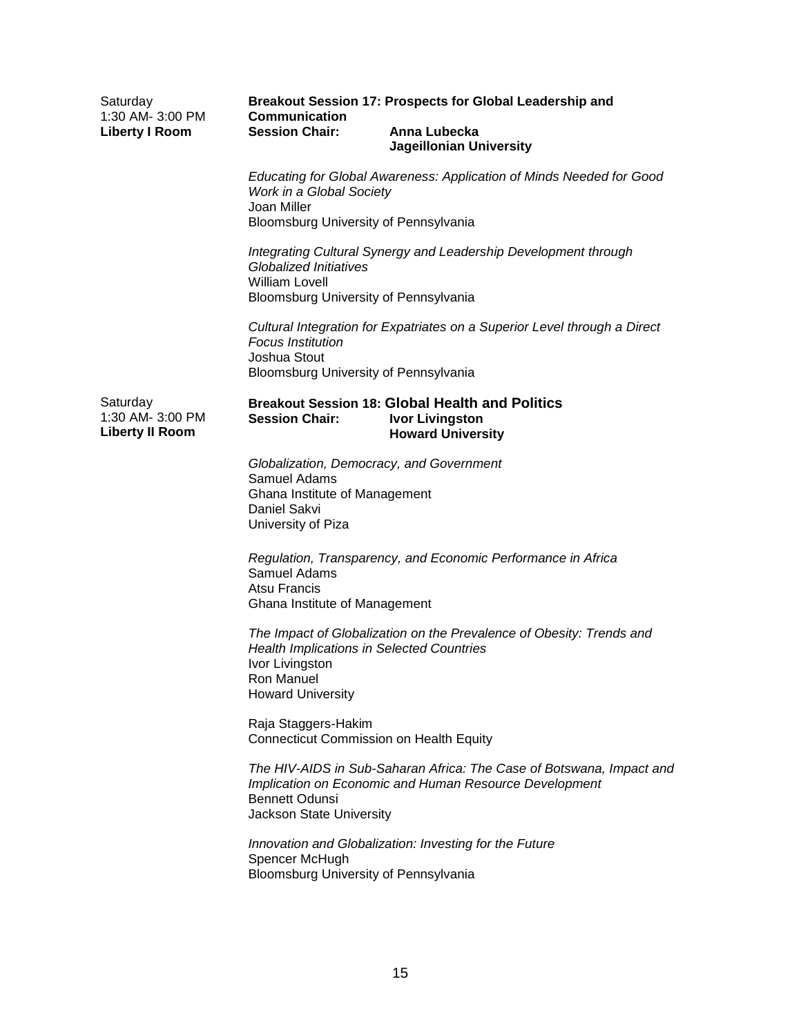Saturday
1:30 AM- 3:00 PM
**Liberty I Room**

**Breakout Session 17: Prospects for Global Leadership and Communication**
**Session Chair:** **Anna Lubecka**
**Jageillonian University**

*Educating for Global Awareness: Application of Minds Needed for Good Work in a Global Society*
Joan Miller
Bloomsburg University of Pennsylvania

*Integrating Cultural Synergy and Leadership Development through Globalized Initiatives*
William Lovell
Bloomsburg University of Pennsylvania

*Cultural Integration for Expatriates on a Superior Level through a Direct Focus Institution*
Joshua Stout
Bloomsburg University of Pennsylvania

Saturday
1:30 AM- 3:00 PM
**Liberty II Room**

**Breakout Session 18: Global Health and Politics**
**Session Chair:** **Ivor Livingston**
**Howard University**

*Globalization, Democracy, and Government*
Samuel Adams
Ghana Institute of Management
Daniel Sakvi
University of Piza

*Regulation, Transparency, and Economic Performance in Africa*
Samuel Adams
Atsu Francis
Ghana Institute of Management

*The Impact of Globalization on the Prevalence of Obesity: Trends and Health Implications in Selected Countries*
Ivor Livingston
Ron Manuel
Howard University

Raja Staggers-Hakim
Connecticut Commission on Health Equity

*The HIV-AIDS in Sub-Saharan Africa: The Case of Botswana, Impact and Implication on Economic and Human Resource Development*
Bennett Odunsi
Jackson State University

*Innovation and Globalization: Investing for the Future*
Spencer McHugh
Bloomsburg University of Pennsylvania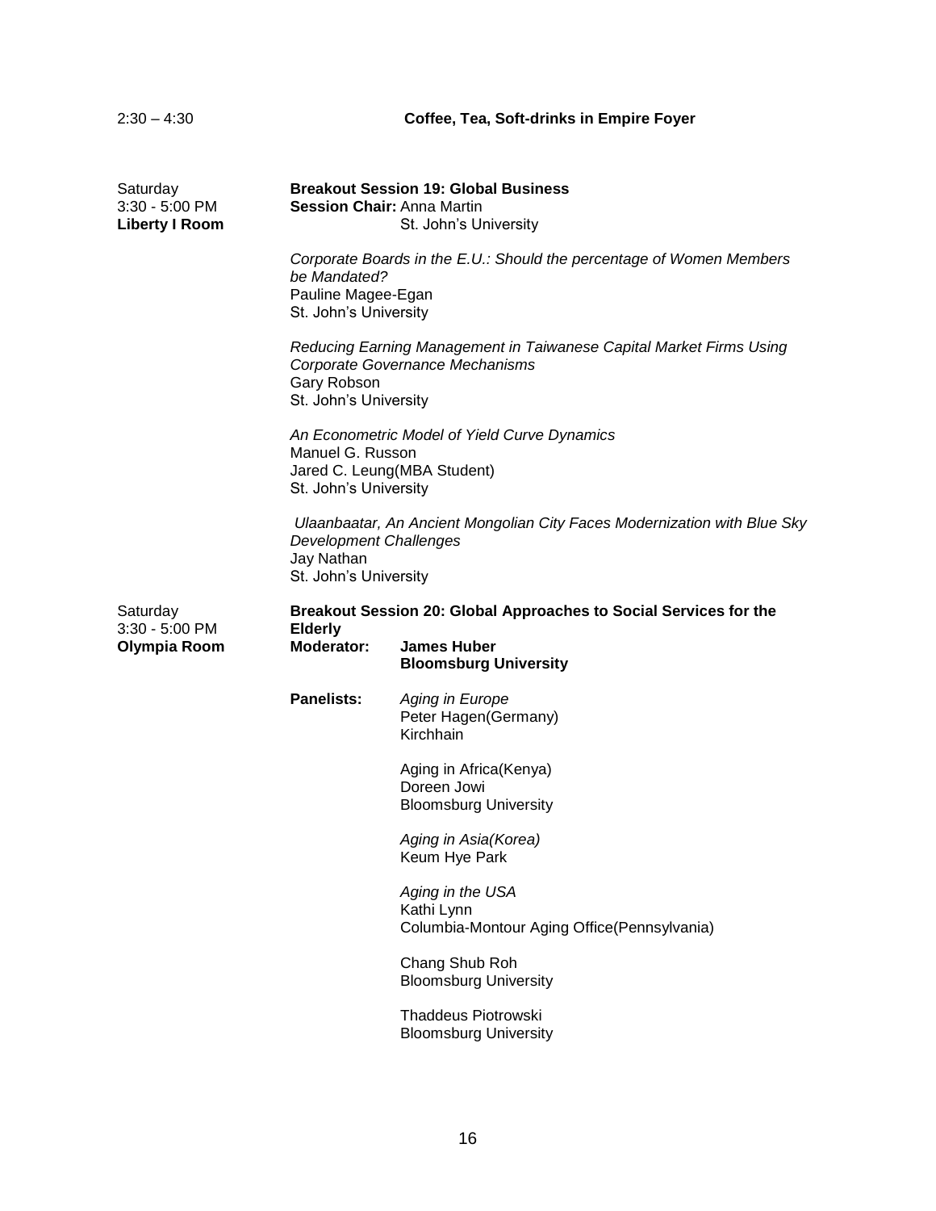2:30 – 4:30 **Coffee, Tea, Soft-drinks in Empire Foyer**

Saturday
3:30 - 5:00 PM
**Liberty I Room**

**Breakout Session 19: Global Business**
**Session Chair:** Anna Martin
St. John's University

*Corporate Boards in the E.U.: Should the percentage of Women Members be Mandated?*
Pauline Magee-Egan
St. John's University

*Reducing Earning Management in Taiwanese Capital Market Firms Using Corporate Governance Mechanisms*
Gary Robson
St. John's University

*An Econometric Model of Yield Curve Dynamics*
Manuel G. Russon
Jared C. Leung(MBA Student)
St. John's University

*Ulaanbaatar, An Ancient Mongolian City Faces Modernization with Blue Sky Development Challenges*
Jay Nathan
St. John's University

Saturday
3:30 - 5:00 PM
**Olympia Room**

**Breakout Session 20: Global Approaches to Social Services for the Elderly**
**Moderator:** **James Huber**
**Bloomsburg University**

**Panelists:**

*Aging in Europe*
Peter Hagen(Germany)
Kirchhain

Aging in Africa(Kenya)
Doreen Jowi
Bloomsburg University

*Aging in Asia(Korea)*
Keum Hye Park

*Aging in the USA*
Kathi Lynn
Columbia-Montour Aging Office(Pennsylvania)

Chang Shub Roh
Bloomsburg University

Thaddeus Piotrowski
Bloomsburg University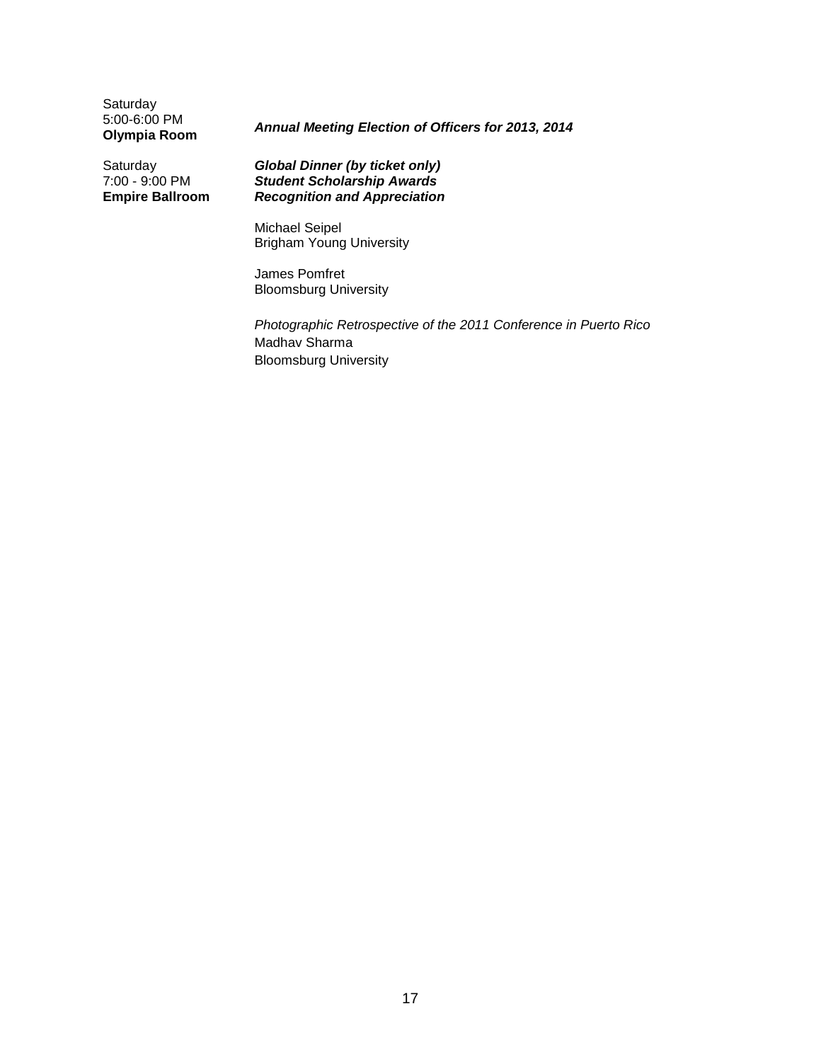Saturday
5:00-6:00 PM
**Olympia Room**

***Annual Meeting Election of Officers for 2013, 2014***

Saturday
7:00 - 9:00 PM
**Empire Ballroom**

***Global Dinner (by ticket only)***
***Student Scholarship Awards***
***Recognition and Appreciation***

Michael Seipel
Brigham Young University

James Pomfret
Bloomsburg University

*Photographic Retrospective of the 2011 Conference in Puerto Rico*
Madhav Sharma
Bloomsburg University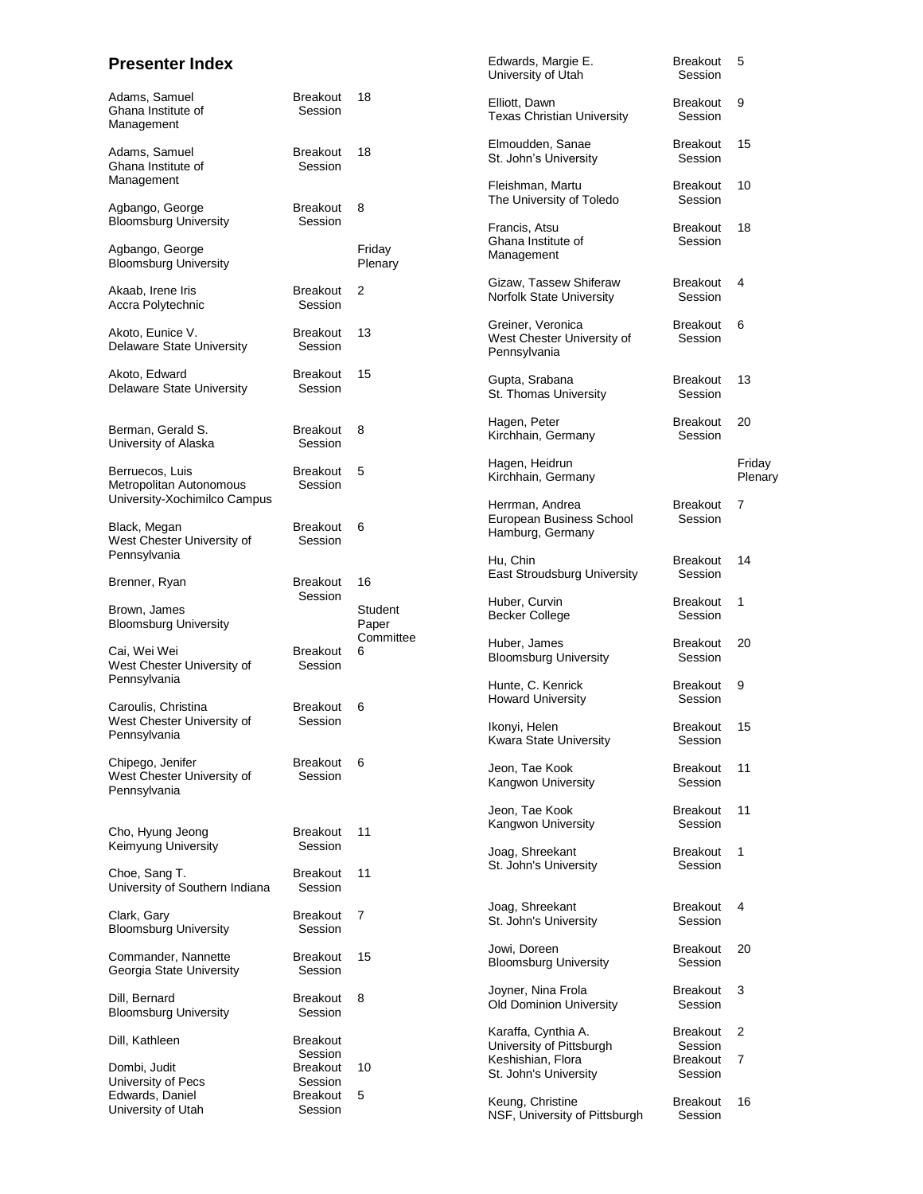## Presenter Index

| Name / Affiliation | Session | No. |
|---|---|---|
| Adams, Samuel<br>Ghana Institute of Management | Breakout Session | 18 |
| Adams, Samuel<br>Ghana Institute of Management | Breakout Session | 18 |
| Agbango, George<br>Bloomsburg University | Breakout Session | 8 |
| Agbango, George<br>Bloomsburg University | | Friday Plenary |
| Akaab, Irene Iris<br>Accra Polytechnic | Breakout Session | 2 |
| Akoto, Eunice V.<br>Delaware State University | Breakout Session | 13 |
| Akoto, Edward<br>Delaware State University | Breakout Session | 15 |
| Berman, Gerald S.<br>University of Alaska | Breakout Session | 8 |
| Berruecos, Luis<br>Metropolitan Autonomous University-Xochimilco Campus | Breakout Session | 5 |
| Black, Megan<br>West Chester University of Pennsylvania | Breakout Session | 6 |
| Brenner, Ryan | Breakout Session | 16 |
| Brown, James<br>Bloomsburg University | | Student Paper Committee |
| Cai, Wei Wei<br>West Chester University of Pennsylvania | Breakout Session | 6 |
| Caroulis, Christina<br>West Chester University of Pennsylvania | Breakout Session | 6 |
| Chipego, Jenifer<br>West Chester University of Pennsylvania | Breakout Session | 6 |
| Cho, Hyung Jeong<br>Keimyung University | Breakout Session | 11 |
| Choe, Sang T.<br>University of Southern Indiana | Breakout Session | 11 |
| Clark, Gary<br>Bloomsburg University | Breakout Session | 7 |
| Commander, Nannette<br>Georgia State University | Breakout Session | 15 |
| Dill, Bernard<br>Bloomsburg University | Breakout Session | 8 |
| Dill, Kathleen | Breakout Session | |
| Dombi, Judit<br>University of Pecs | Breakout Session | 10 |
| Edwards, Daniel<br>University of Utah | Breakout Session | 5 |
| Edwards, Margie E.<br>University of Utah | Breakout Session | 5 |
| Elliott, Dawn<br>Texas Christian University | Breakout Session | 9 |
| Elmoudden, Sanae<br>St. John's University | Breakout Session | 15 |
| Fleishman, Martu<br>The University of Toledo | Breakout Session | 10 |
| Francis, Atsu<br>Ghana Institute of Management | Breakout Session | 18 |
| Gizaw, Tassew Shiferaw<br>Norfolk State University | Breakout Session | 4 |
| Greiner, Veronica<br>West Chester University of Pennsylvania | Breakout Session | 6 |
| Gupta, Srabana<br>St. Thomas University | Breakout Session | 13 |
| Hagen, Peter<br>Kirchhain, Germany | Breakout Session | 20 |
| Hagen, Heidrun<br>Kirchhain, Germany | | Friday Plenary |
| Herrman, Andrea<br>European Business School Hamburg, Germany | Breakout Session | 7 |
| Hu, Chin<br>East Stroudsburg University | Breakout Session | 14 |
| Huber, Curvin<br>Becker College | Breakout Session | 1 |
| Huber, James<br>Bloomsburg University | Breakout Session | 20 |
| Hunte, C. Kenrick<br>Howard University | Breakout Session | 9 |
| Ikonyi, Helen<br>Kwara State University | Breakout Session | 15 |
| Jeon, Tae Kook<br>Kangwon University | Breakout Session | 11 |
| Jeon, Tae Kook<br>Kangwon University | Breakout Session | 11 |
| Joag, Shreekant<br>St. John's University | Breakout Session | 1 |
| Joag, Shreekant<br>St. John's University | Breakout Session | 4 |
| Jowi, Doreen<br>Bloomsburg University | Breakout Session | 20 |
| Joyner, Nina Frola<br>Old Dominion University | Breakout Session | 3 |
| Karaffa, Cynthia A.<br>University of Pittsburgh | Breakout Session | 2 |
| Keshishian, Flora<br>St. John's University | Breakout Session | 7 |
| Keung, Christine<br>NSF, University of Pittsburgh | Breakout Session | 16 |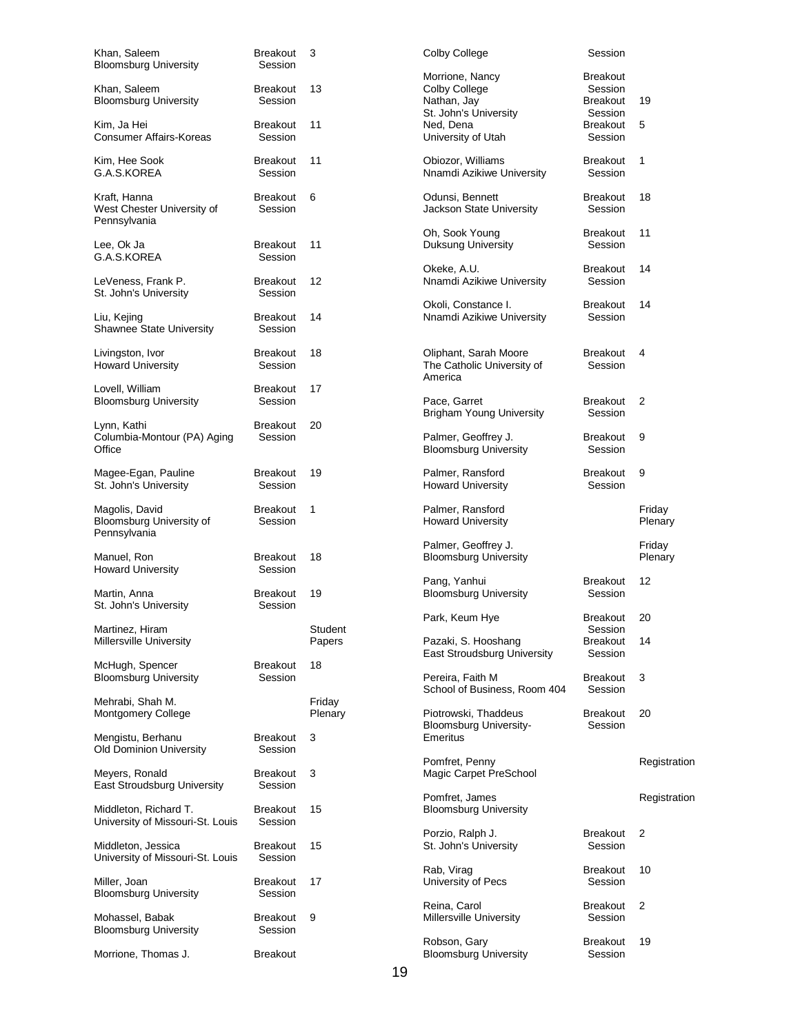| Name / Affiliation | Type | Session |
| --- | --- | --- |
| Khan, Saleem<br>Bloomsburg University | Breakout Session | 3 |
| Khan, Saleem<br>Bloomsburg University | Breakout Session | 13 |
| Kim, Ja Hei<br>Consumer Affairs-Koreas | Breakout Session | 11 |
| Kim, Hee Sook<br>G.A.S.KOREA | Breakout Session | 11 |
| Kraft, Hanna<br>West Chester University of Pennsylvania | Breakout Session | 6 |
| Lee, Ok Ja<br>G.A.S.KOREA | Breakout Session | 11 |
| LeVeness, Frank P.<br>St. John's University | Breakout Session | 12 |
| Liu, Kejing<br>Shawnee State University | Breakout Session | 14 |
| Livingston, Ivor<br>Howard University | Breakout Session | 18 |
| Lovell, William<br>Bloomsburg University | Breakout Session | 17 |
| Lynn, Kathi<br>Columbia-Montour (PA) Aging Office | Breakout Session | 20 |
| Magee-Egan, Pauline<br>St. John's University | Breakout Session | 19 |
| Magolis, David<br>Bloomsburg University of Pennsylvania | Breakout Session | 1 |
| Manuel, Ron<br>Howard University | Breakout Session | 18 |
| Martin, Anna<br>St. John's University | Breakout Session | 19 |
| Martinez, Hiram<br>Millersville University | | Student Papers |
| McHugh, Spencer<br>Bloomsburg University | Breakout Session | 18 |
| Mehrabi, Shah M.<br>Montgomery College | | Friday Plenary |
| Mengistu, Berhanu<br>Old Dominion University | Breakout Session | 3 |
| Meyers, Ronald<br>East Stroudsburg University | Breakout Session | 3 |
| Middleton, Richard T.<br>University of Missouri-St. Louis | Breakout Session | 15 |
| Middleton, Jessica<br>University of Missouri-St. Louis | Breakout Session | 15 |
| Miller, Joan<br>Bloomsburg University | Breakout Session | 17 |
| Mohassel, Babak<br>Bloomsburg University | Breakout Session | 9 |
| Morrione, Thomas J.<br>Colby College | Breakout Session | |
| Morrione, Nancy<br>Colby College | Breakout Session | |
| Nathan, Jay<br>St. John's University | Breakout Session | 19 |
| Ned, Dena<br>University of Utah | Breakout Session | 5 |
| Obiozor, Williams<br>Nnamdi Azikiwe University | Breakout Session | 1 |
| Odunsi, Bennett<br>Jackson State University | Breakout Session | 18 |
| Oh, Sook Young<br>Duksung University | Breakout Session | 11 |
| Okeke, A.U.<br>Nnamdi Azikiwe University | Breakout Session | 14 |
| Okoli, Constance I.<br>Nnamdi Azikiwe University | Breakout Session | 14 |
| Oliphant, Sarah Moore<br>The Catholic University of America | Breakout Session | 4 |
| Pace, Garret<br>Brigham Young University | Breakout Session | 2 |
| Palmer, Geoffrey J.<br>Bloomsburg University | Breakout Session | 9 |
| Palmer, Ransford<br>Howard University | Breakout Session | 9 |
| Palmer, Ransford<br>Howard University | | Friday Plenary |
| Palmer, Geoffrey J.<br>Bloomsburg University | | Friday Plenary |
| Pang, Yanhui<br>Bloomsburg University | Breakout Session | 12 |
| Park, Keum Hye | Breakout Session | 20 |
| Pazaki, S. Hooshang<br>East Stroudsburg University | Breakout Session | 14 |
| Pereira, Faith M<br>School of Business, Room 404 | Breakout Session | 3 |
| Piotrowski, Thaddeus<br>Bloomsburg University-Emeritus | Breakout Session | 20 |
| Pomfret, Penny<br>Magic Carpet PreSchool | | Registration |
| Pomfret, James<br>Bloomsburg University | | Registration |
| Porzio, Ralph J.<br>St. John's University | Breakout Session | 2 |
| Rab, Virag<br>University of Pecs | Breakout Session | 10 |
| Reina, Carol<br>Millersville University | Breakout Session | 2 |
| Robson, Gary<br>Bloomsburg University | Breakout Session | 19 |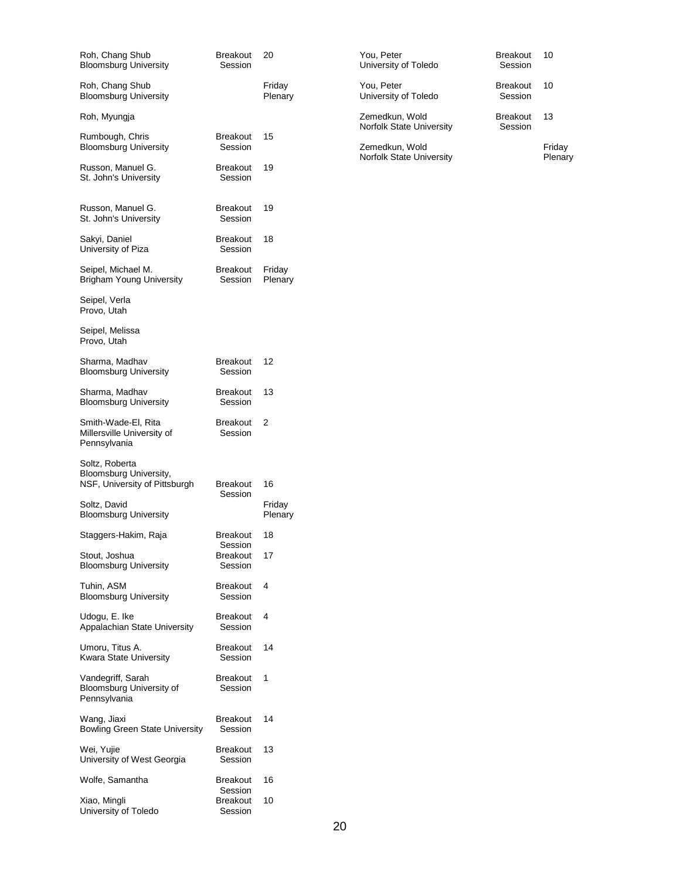| Name / Affiliation | Session | Page |
|---|---|---|
| Roh, Chang Shub<br>Bloomsburg University | Breakout Session | 20 |
| Roh, Chang Shub<br>Bloomsburg University | | Friday Plenary |
| Roh, Myungja | | |
| Rumbough, Chris<br>Bloomsburg University | Breakout Session | 15 |
| Russon, Manuel G.<br>St. John's University | Breakout Session | 19 |
| Russon, Manuel G.<br>St. John's University | Breakout Session | 19 |
| Sakyi, Daniel<br>University of Piza | Breakout Session | 18 |
| Seipel, Michael M.<br>Brigham Young University | Breakout Session | Friday Plenary |
| Seipel, Verla<br>Provo, Utah | | |
| Seipel, Melissa<br>Provo, Utah | | |
| Sharma, Madhav<br>Bloomsburg University | Breakout Session | 12 |
| Sharma, Madhav<br>Bloomsburg University | Breakout Session | 13 |
| Smith-Wade-El, Rita<br>Millersville University of Pennsylvania | Breakout Session | 2 |
| Soltz, Roberta<br>Bloomsburg University,<br>NSF, University of Pittsburgh | Breakout Session | 16 |
| Soltz, David<br>Bloomsburg University | | Friday Plenary |
| Staggers-Hakim, Raja | Breakout Session | 18 |
| Stout, Joshua<br>Bloomsburg University | Breakout Session | 17 |
| Tuhin, ASM<br>Bloomsburg University | Breakout Session | 4 |
| Udogu, E. Ike<br>Appalachian State University | Breakout Session | 4 |
| Umoru, Titus A.<br>Kwara State University | Breakout Session | 14 |
| Vandegriff, Sarah<br>Bloomsburg University of Pennsylvania | Breakout Session | 1 |
| Wang, Jiaxi<br>Bowling Green State University | Breakout Session | 14 |
| Wei, Yujie<br>University of West Georgia | Breakout Session | 13 |
| Wolfe, Samantha | Breakout Session | 16 |
| Xiao, Mingli<br>University of Toledo | Breakout Session | 10 |
| You, Peter<br>University of Toledo | Breakout Session | 10 |
| You, Peter<br>University of Toledo | Breakout Session | 10 |
| Zemedkun, Wold<br>Norfolk State University | Breakout Session | 13 |
| Zemedkun, Wold<br>Norfolk State University | | Friday Plenary |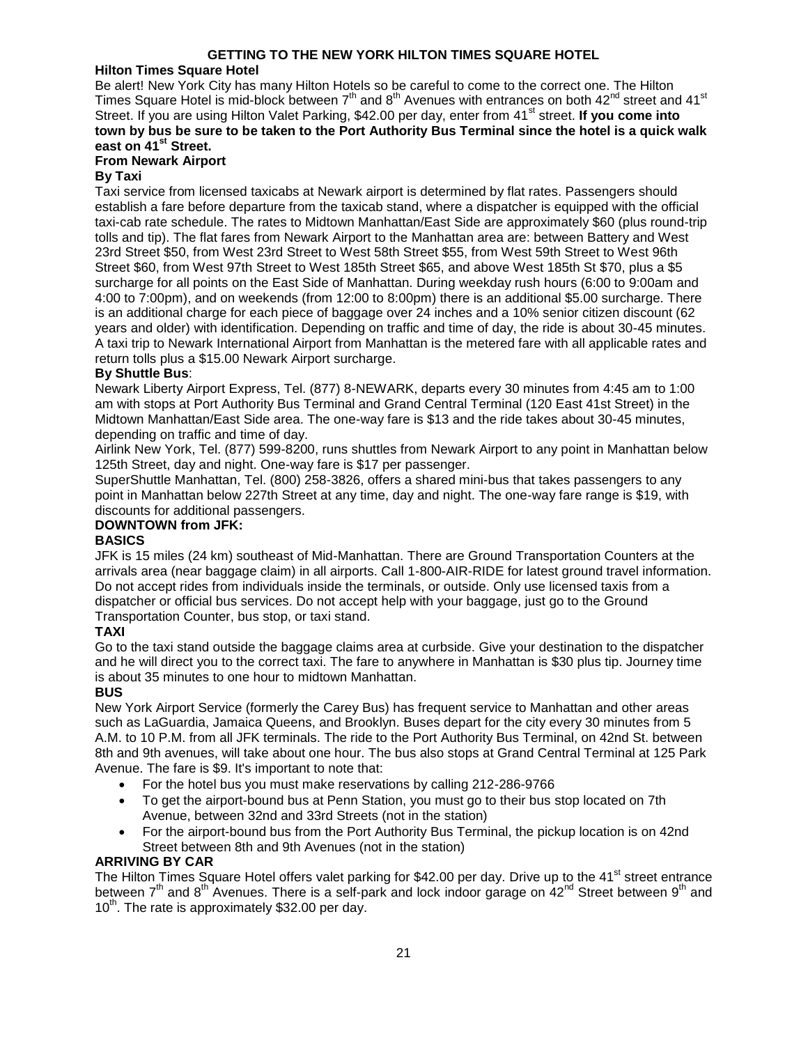# GETTING TO THE NEW YORK HILTON TIMES SQUARE HOTEL

## Hilton Times Square Hotel

Be alert! New York City has many Hilton Hotels so be careful to come to the correct one. The Hilton Times Square Hotel is mid-block between 7th and 8th Avenues with entrances on both 42nd street and 41st Street. If you are using Hilton Valet Parking, $42.00 per day, enter from 41st street. **If you come into town by bus be sure to be taken to the Port Authority Bus Terminal since the hotel is a quick walk east on 41st Street.**

## From Newark Airport

### By Taxi

Taxi service from licensed taxicabs at Newark airport is determined by flat rates. Passengers should establish a fare before departure from the taxicab stand, where a dispatcher is equipped with the official taxi-cab rate schedule. The rates to Midtown Manhattan/East Side are approximately $60 (plus round-trip tolls and tip). The flat fares from Newark Airport to the Manhattan area are: between Battery and West 23rd Street $50, from West 23rd Street to West 58th Street $55, from West 59th Street to West 96th Street $60, from West 97th Street to West 185th Street $65, and above West 185th St $70, plus a $5 surcharge for all points on the East Side of Manhattan. During weekday rush hours (6:00 to 9:00am and 4:00 to 7:00pm), and on weekends (from 12:00 to 8:00pm) there is an additional $5.00 surcharge. There is an additional charge for each piece of baggage over 24 inches and a 10% senior citizen discount (62 years and older) with identification. Depending on traffic and time of day, the ride is about 30-45 minutes. A taxi trip to Newark International Airport from Manhattan is the metered fare with all applicable rates and return tolls plus a $15.00 Newark Airport surcharge.

### By Shuttle Bus:

Newark Liberty Airport Express, Tel. (877) 8-NEWARK, departs every 30 minutes from 4:45 am to 1:00 am with stops at Port Authority Bus Terminal and Grand Central Terminal (120 East 41st Street) in the Midtown Manhattan/East Side area. The one-way fare is $13 and the ride takes about 30-45 minutes, depending on traffic and time of day.

Airlink New York, Tel. (877) 599-8200, runs shuttles from Newark Airport to any point in Manhattan below 125th Street, day and night. One-way fare is $17 per passenger.

SuperShuttle Manhattan, Tel. (800) 258-3826, offers a shared mini-bus that takes passengers to any point in Manhattan below 227th Street at any time, day and night. The one-way fare range is $19, with discounts for additional passengers.

## DOWNTOWN from JFK:

### BASICS

JFK is 15 miles (24 km) southeast of Mid-Manhattan. There are Ground Transportation Counters at the arrivals area (near baggage claim) in all airports. Call 1-800-AIR-RIDE for latest ground travel information. Do not accept rides from individuals inside the terminals, or outside. Only use licensed taxis from a dispatcher or official bus services. Do not accept help with your baggage, just go to the Ground Transportation Counter, bus stop, or taxi stand.

### TAXI

Go to the taxi stand outside the baggage claims area at curbside. Give your destination to the dispatcher and he will direct you to the correct taxi. The fare to anywhere in Manhattan is $30 plus tip. Journey time is about 35 minutes to one hour to midtown Manhattan.

### BUS

New York Airport Service (formerly the Carey Bus) has frequent service to Manhattan and other areas such as LaGuardia, Jamaica Queens, and Brooklyn. Buses depart for the city every 30 minutes from 5 A.M. to 10 P.M. from all JFK terminals. The ride to the Port Authority Bus Terminal, on 42nd St. between 8th and 9th avenues, will take about one hour. The bus also stops at Grand Central Terminal at 125 Park Avenue. The fare is $9. It's important to note that:

- For the hotel bus you must make reservations by calling 212-286-9766
- To get the airport-bound bus at Penn Station, you must go to their bus stop located on 7th Avenue, between 32nd and 33rd Streets (not in the station)
- For the airport-bound bus from the Port Authority Bus Terminal, the pickup location is on 42nd Street between 8th and 9th Avenues (not in the station)

## ARRIVING BY CAR

The Hilton Times Square Hotel offers valet parking for $42.00 per day. Drive up to the 41st street entrance between 7th and 8th Avenues. There is a self-park and lock indoor garage on 42nd Street between 9th and 10th. The rate is approximately $32.00 per day.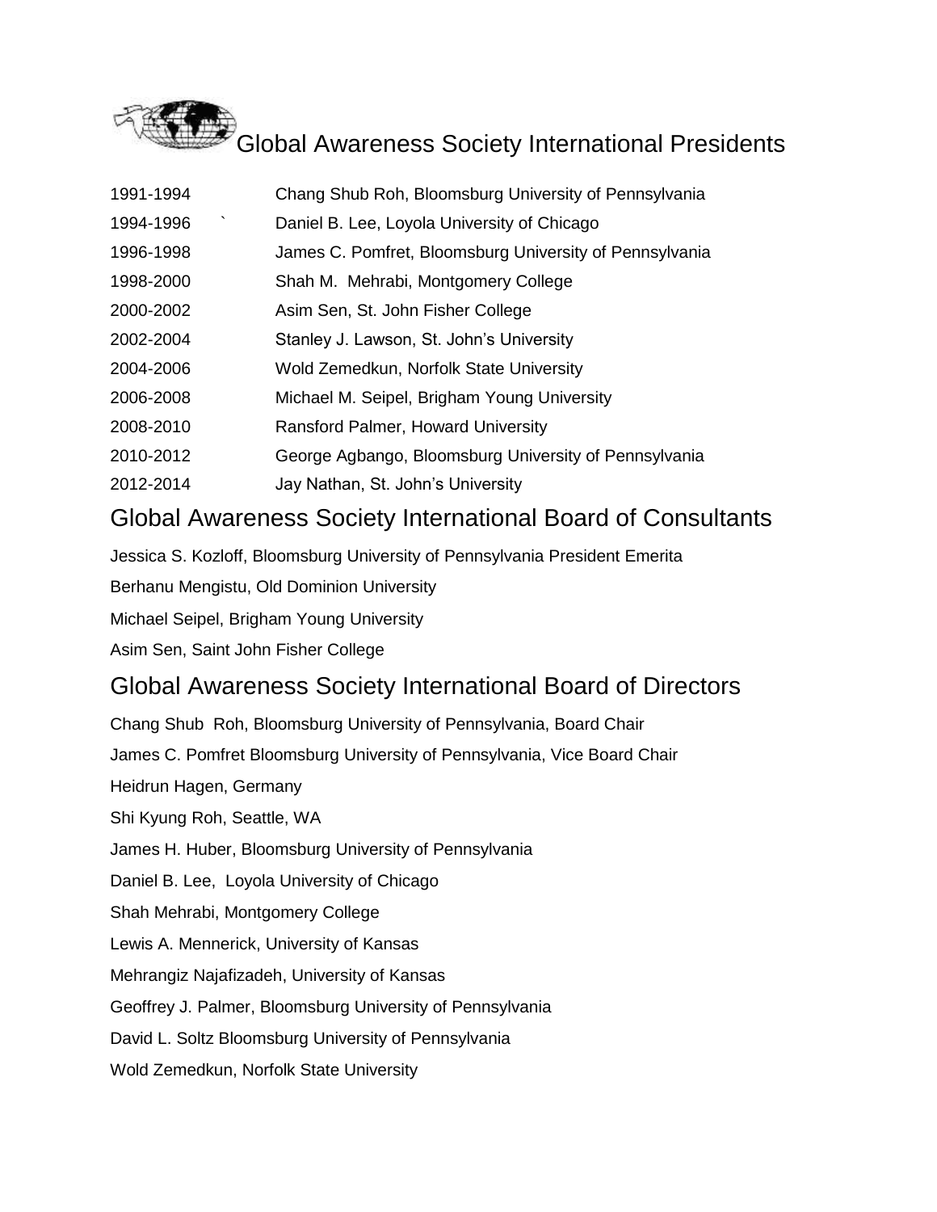# Global Awareness Society International Presidents

| | |
|---|---|
| 1991-1994 | Chang Shub Roh, Bloomsburg University of Pennsylvania |
| 1994-1996 ` | Daniel B. Lee, Loyola University of Chicago |
| 1996-1998 | James C. Pomfret, Bloomsburg University of Pennsylvania |
| 1998-2000 | Shah M. Mehrabi, Montgomery College |
| 2000-2002 | Asim Sen, St. John Fisher College |
| 2002-2004 | Stanley J. Lawson, St. John's University |
| 2004-2006 | Wold Zemedkun, Norfolk State University |
| 2006-2008 | Michael M. Seipel, Brigham Young University |
| 2008-2010 | Ransford Palmer, Howard University |
| 2010-2012 | George Agbango, Bloomsburg University of Pennsylvania |
| 2012-2014 | Jay Nathan, St. John's University |

# Global Awareness Society International Board of Consultants

Jessica S. Kozloff, Bloomsburg University of Pennsylvania President Emerita

Berhanu Mengistu, Old Dominion University

Michael Seipel, Brigham Young University

Asim Sen, Saint John Fisher College

# Global Awareness Society International Board of Directors

Chang Shub Roh, Bloomsburg University of Pennsylvania, Board Chair

James C. Pomfret Bloomsburg University of Pennsylvania, Vice Board Chair

Heidrun Hagen, Germany

Shi Kyung Roh, Seattle, WA

James H. Huber, Bloomsburg University of Pennsylvania

Daniel B. Lee, Loyola University of Chicago

Shah Mehrabi, Montgomery College

Lewis A. Mennerick, University of Kansas

Mehrangiz Najafizadeh, University of Kansas

Geoffrey J. Palmer, Bloomsburg University of Pennsylvania

David L. Soltz Bloomsburg University of Pennsylvania

Wold Zemedkun, Norfolk State University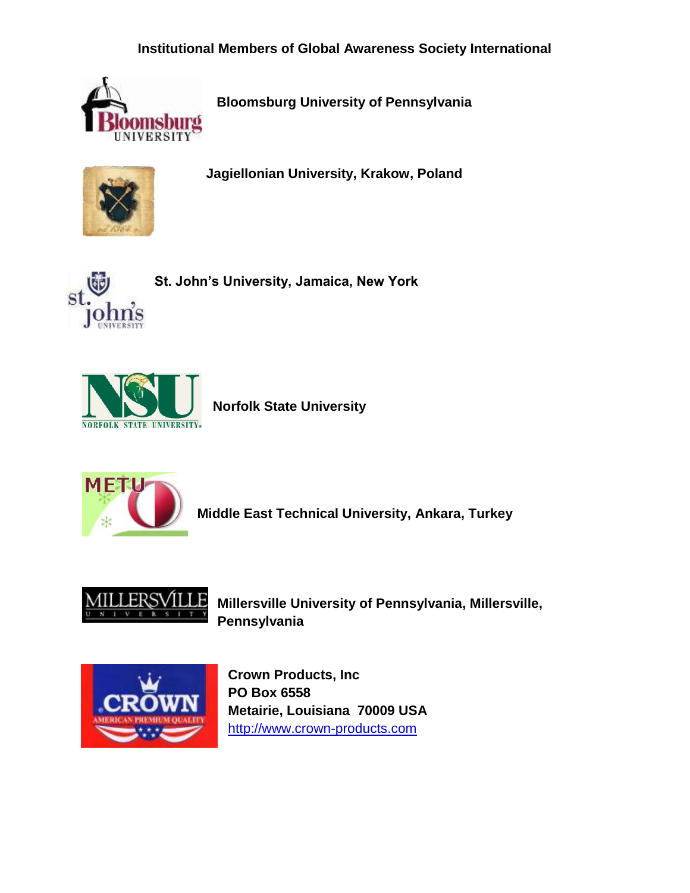**Institutional Members of Global Awareness Society International**

**Bloomsburg University of Pennsylvania**

**Jagiellonian University, Krakow, Poland**

**St. John's University, Jamaica, New York**

**Norfolk State University**

**Middle East Technical University, Ankara, Turkey**

**Millersville University of Pennsylvania, Millersville, Pennsylvania**

**Crown Products, Inc**
**PO Box 6558**
**Metairie, Louisiana 70009 USA**
http://www.crown-products.com